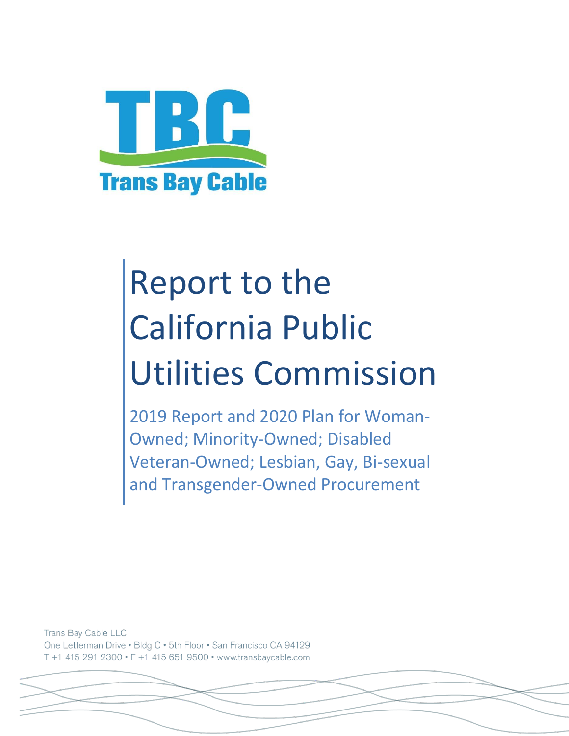TBC

Trans Bay Cable

# Report to the California Public Utilities Commission

## 2019 Report and 2020 Plan for Woman-Owned; Minority-Owned; Disabled Veteran-Owned; Lesbian, Gay, Bi-sexual and Transgender-Owned Procurement

Trans Bay Cable LLC
One Letterman Drive • Bldg C • 5th Floor • San Francisco CA 94129
T +1 415 291 2300 • F +1 415 651 9500 • www.transbaycable.com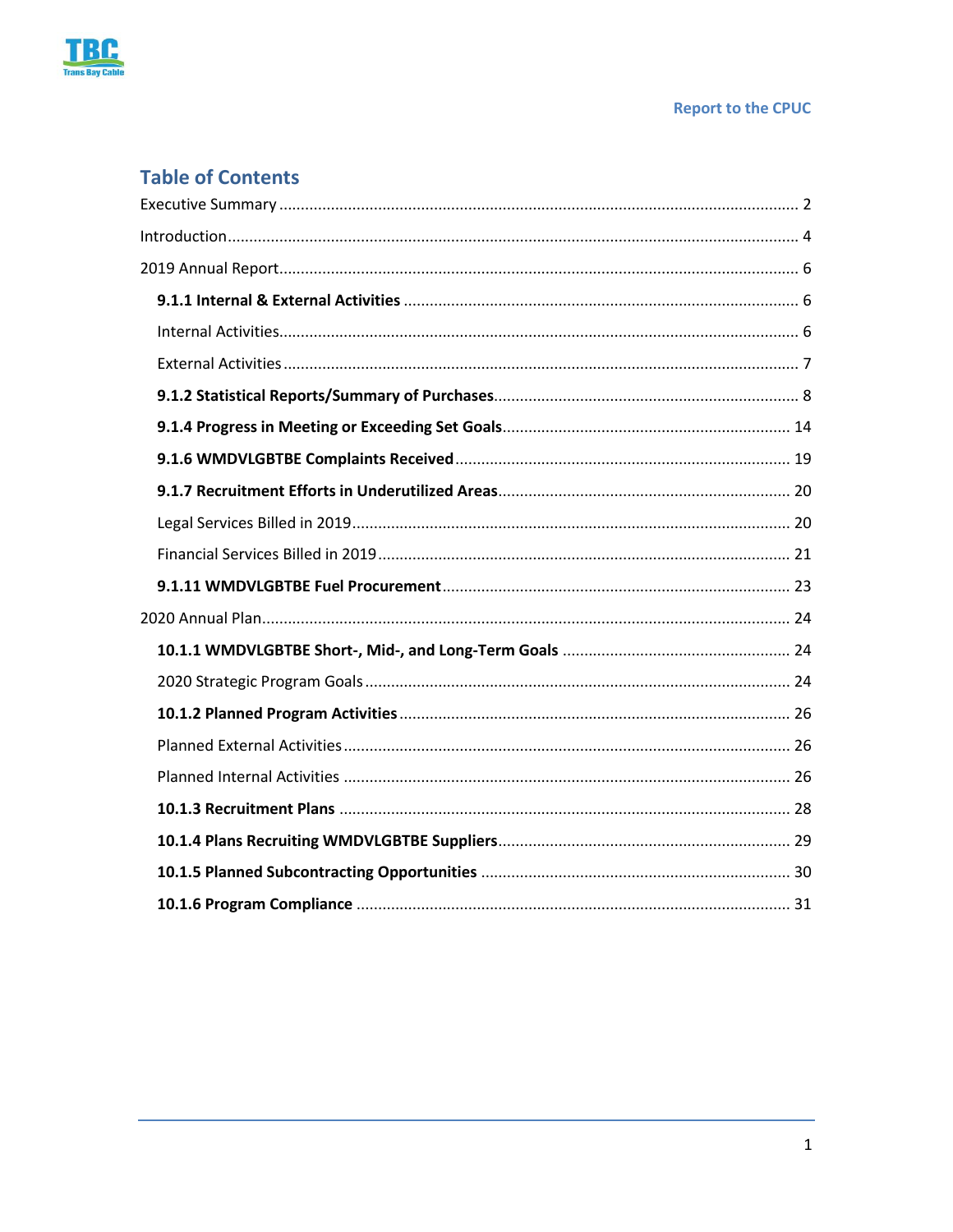# Table of Contents

Executive Summary ........ 2

Introduction ........ 4

2019 Annual Report ........ 6

- **9.1.1 Internal & External Activities** ........ 6
- Internal Activities ........ 6
- External Activities ........ 7
- **9.1.2 Statistical Reports/Summary of Purchases** ........ 8
- **9.1.4 Progress in Meeting or Exceeding Set Goals** ........ 14
- **9.1.6 WMDVLGBTBE Complaints Received** ........ 19
- **9.1.7 Recruitment Efforts in Underutilized Areas** ........ 20
- Legal Services Billed in 2019 ........ 20
- Financial Services Billed in 2019 ........ 21
- **9.1.11 WMDVLGBTBE Fuel Procurement** ........ 23

2020 Annual Plan ........ 24

- **10.1.1 WMDVLGBTBE Short-, Mid-, and Long-Term Goals** ........ 24
- 2020 Strategic Program Goals ........ 24
- **10.1.2 Planned Program Activities** ........ 26
- Planned External Activities ........ 26
- Planned Internal Activities ........ 26
- **10.1.3 Recruitment Plans** ........ 28
- **10.1.4 Plans Recruiting WMDVLGBTBE Suppliers** ........ 29
- **10.1.5 Planned Subcontracting Opportunities** ........ 30
- **10.1.6 Program Compliance** ........ 31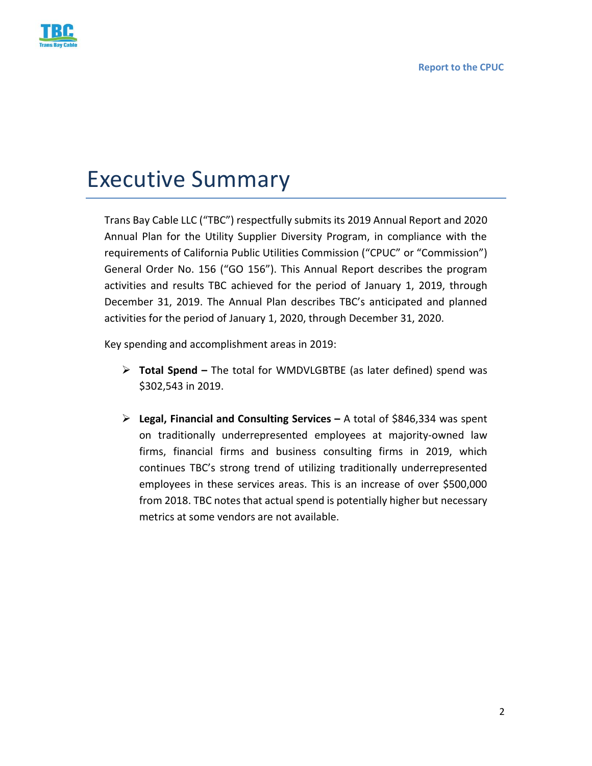# Executive Summary

Trans Bay Cable LLC ("TBC") respectfully submits its 2019 Annual Report and 2020 Annual Plan for the Utility Supplier Diversity Program, in compliance with the requirements of California Public Utilities Commission ("CPUC" or "Commission") General Order No. 156 ("GO 156"). This Annual Report describes the program activities and results TBC achieved for the period of January 1, 2019, through December 31, 2019. The Annual Plan describes TBC's anticipated and planned activities for the period of January 1, 2020, through December 31, 2020.

Key spending and accomplishment areas in 2019:

- **Total Spend –** The total for WMDVLGBTBE (as later defined) spend was $302,543 in 2019.
- **Legal, Financial and Consulting Services –** A total of $846,334 was spent on traditionally underrepresented employees at majority-owned law firms, financial firms and business consulting firms in 2019, which continues TBC's strong trend of utilizing traditionally underrepresented employees in these services areas. This is an increase of over $500,000 from 2018. TBC notes that actual spend is potentially higher but necessary metrics at some vendors are not available.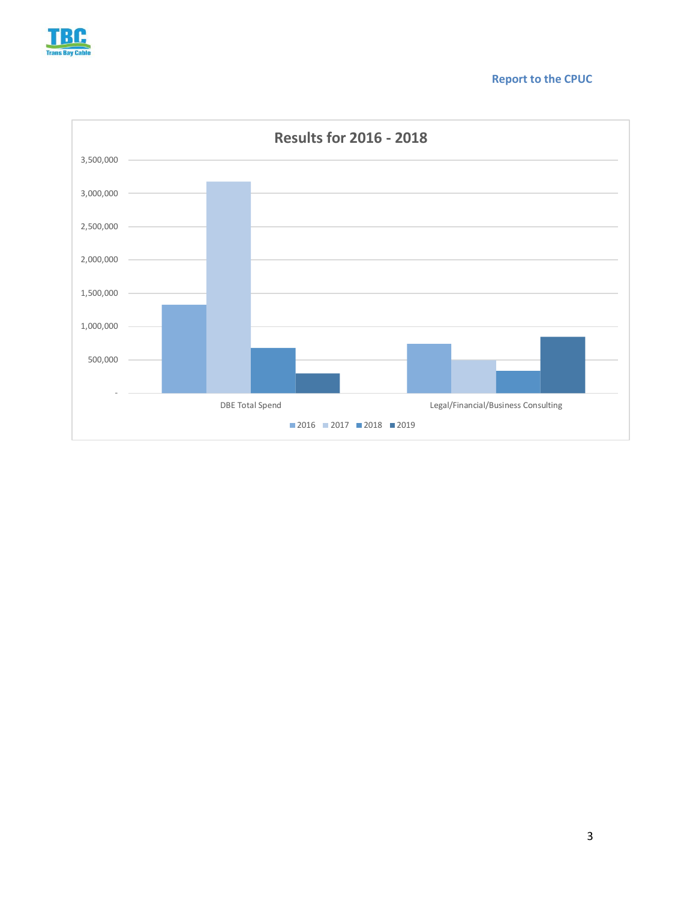**Results for 2016 - 2018**

| | 2016 | 2017 | 2018 | 2019 |
|---|---|---|---|---|
| DBE Total Spend | ~1,330,000 | ~3,180,000 | ~680,000 | ~300,000 |
| Legal/Financial/Business Consulting | ~740,000 | ~500,000 | ~340,000 | ~850,000 |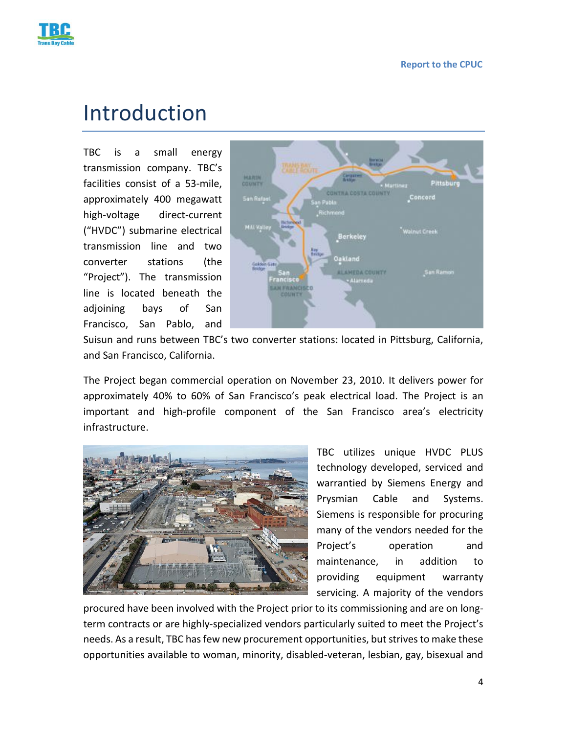# Introduction

TBC is a small energy transmission company. TBC's facilities consist of a 53-mile, approximately 400 megawatt high-voltage direct-current ("HVDC") submarine electrical transmission line and two converter stations (the "Project"). The transmission line is located beneath the adjoining bays of San Francisco, San Pablo, and Suisun and runs between TBC's two converter stations: located in Pittsburg, California, and San Francisco, California.

The Project began commercial operation on November 23, 2010. It delivers power for approximately 40% to 60% of San Francisco's peak electrical load. The Project is an important and high-profile component of the San Francisco area's electricity infrastructure.

TBC utilizes unique HVDC PLUS technology developed, serviced and warranted by Siemens Energy and Prysmian Cable and Systems. Siemens is responsible for procuring many of the vendors needed for the Project's operation and maintenance, in addition to providing equipment warranty servicing. A majority of the vendors procured have been involved with the Project prior to its commissioning and are on long-term contracts or are highly-specialized vendors particularly suited to meet the Project's needs. As a result, TBC has few new procurement opportunities, but strives to make these opportunities available to woman, minority, disabled-veteran, lesbian, gay, bisexual and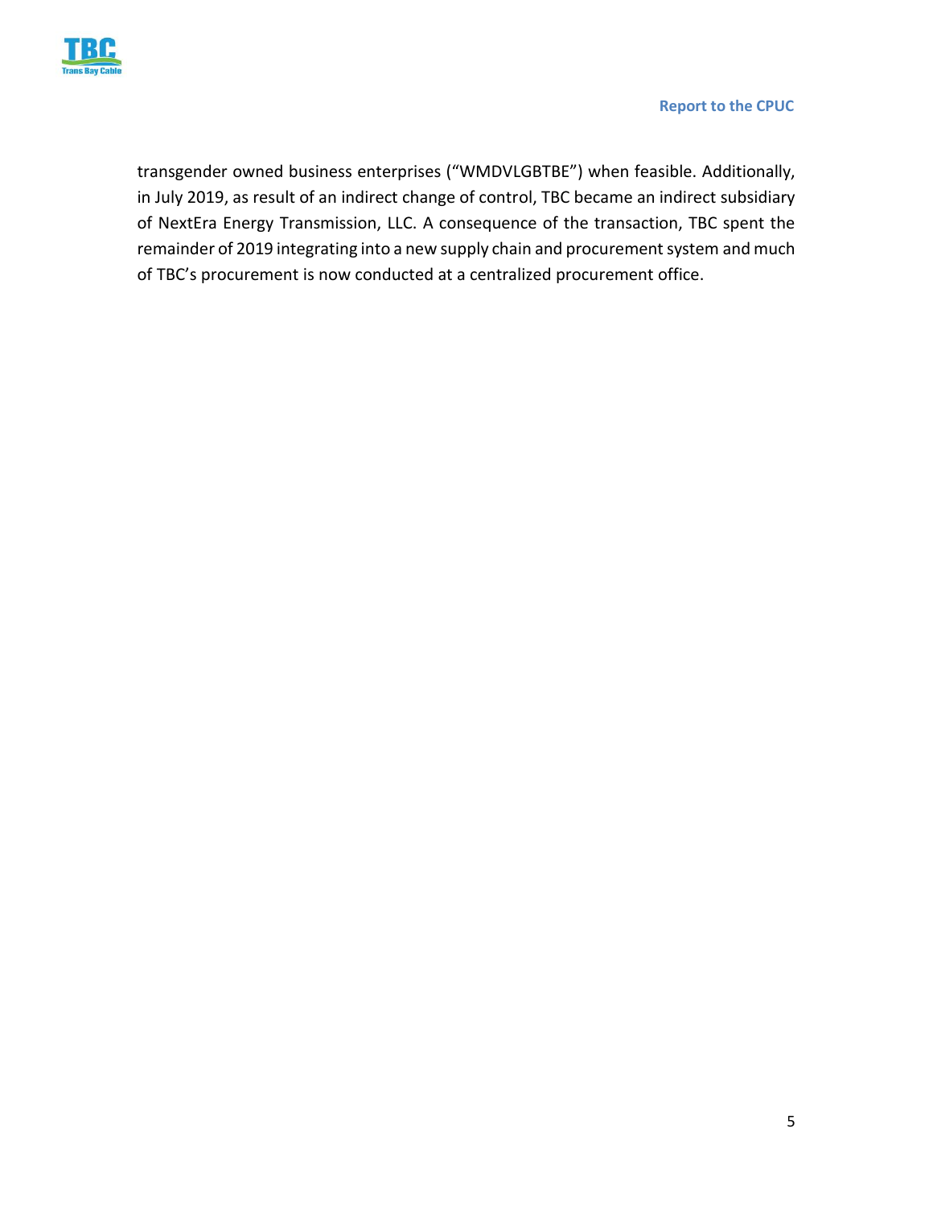transgender owned business enterprises ("WMDVLGBTBE") when feasible. Additionally, in July 2019, as result of an indirect change of control, TBC became an indirect subsidiary of NextEra Energy Transmission, LLC. A consequence of the transaction, TBC spent the remainder of 2019 integrating into a new supply chain and procurement system and much of TBC's procurement is now conducted at a centralized procurement office.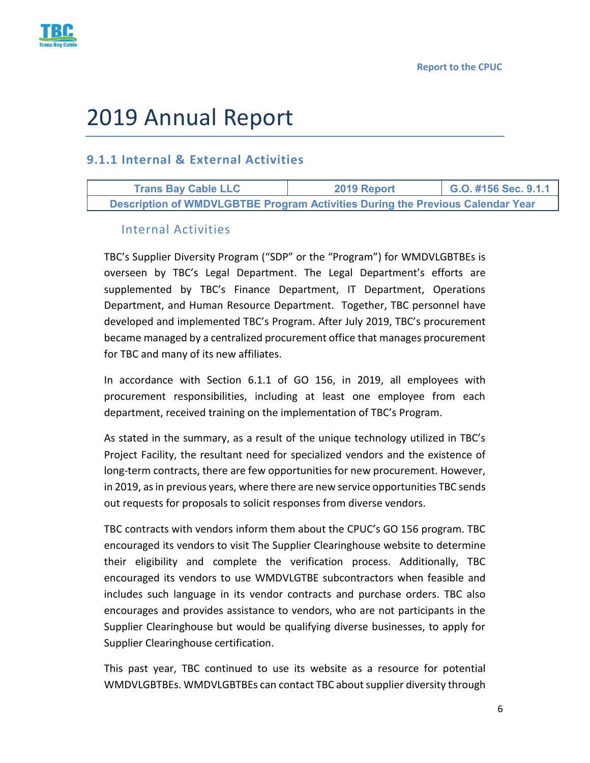# 2019 Annual Report

## 9.1.1 Internal & External Activities

| Trans Bay Cable LLC | 2019 Report | G.O. #156 Sec. 9.1.1 |
|---|---|---|
| Description of WMDVLGBTBE Program Activities During the Previous Calendar Year | | |

### Internal Activities

TBC's Supplier Diversity Program ("SDP" or the "Program") for WMDVLGBTBEs is overseen by TBC's Legal Department. The Legal Department's efforts are supplemented by TBC's Finance Department, IT Department, Operations Department, and Human Resource Department. Together, TBC personnel have developed and implemented TBC's Program. After July 2019, TBC's procurement became managed by a centralized procurement office that manages procurement for TBC and many of its new affiliates.

In accordance with Section 6.1.1 of GO 156, in 2019, all employees with procurement responsibilities, including at least one employee from each department, received training on the implementation of TBC's Program.

As stated in the summary, as a result of the unique technology utilized in TBC's Project Facility, the resultant need for specialized vendors and the existence of long-term contracts, there are few opportunities for new procurement. However, in 2019, as in previous years, where there are new service opportunities TBC sends out requests for proposals to solicit responses from diverse vendors.

TBC contracts with vendors inform them about the CPUC's GO 156 program. TBC encouraged its vendors to visit The Supplier Clearinghouse website to determine their eligibility and complete the verification process. Additionally, TBC encouraged its vendors to use WMDVLGTBE subcontractors when feasible and includes such language in its vendor contracts and purchase orders. TBC also encourages and provides assistance to vendors, who are not participants in the Supplier Clearinghouse but would be qualifying diverse businesses, to apply for Supplier Clearinghouse certification.

This past year, TBC continued to use its website as a resource for potential WMDVLGBTBEs. WMDVLGBTBEs can contact TBC about supplier diversity through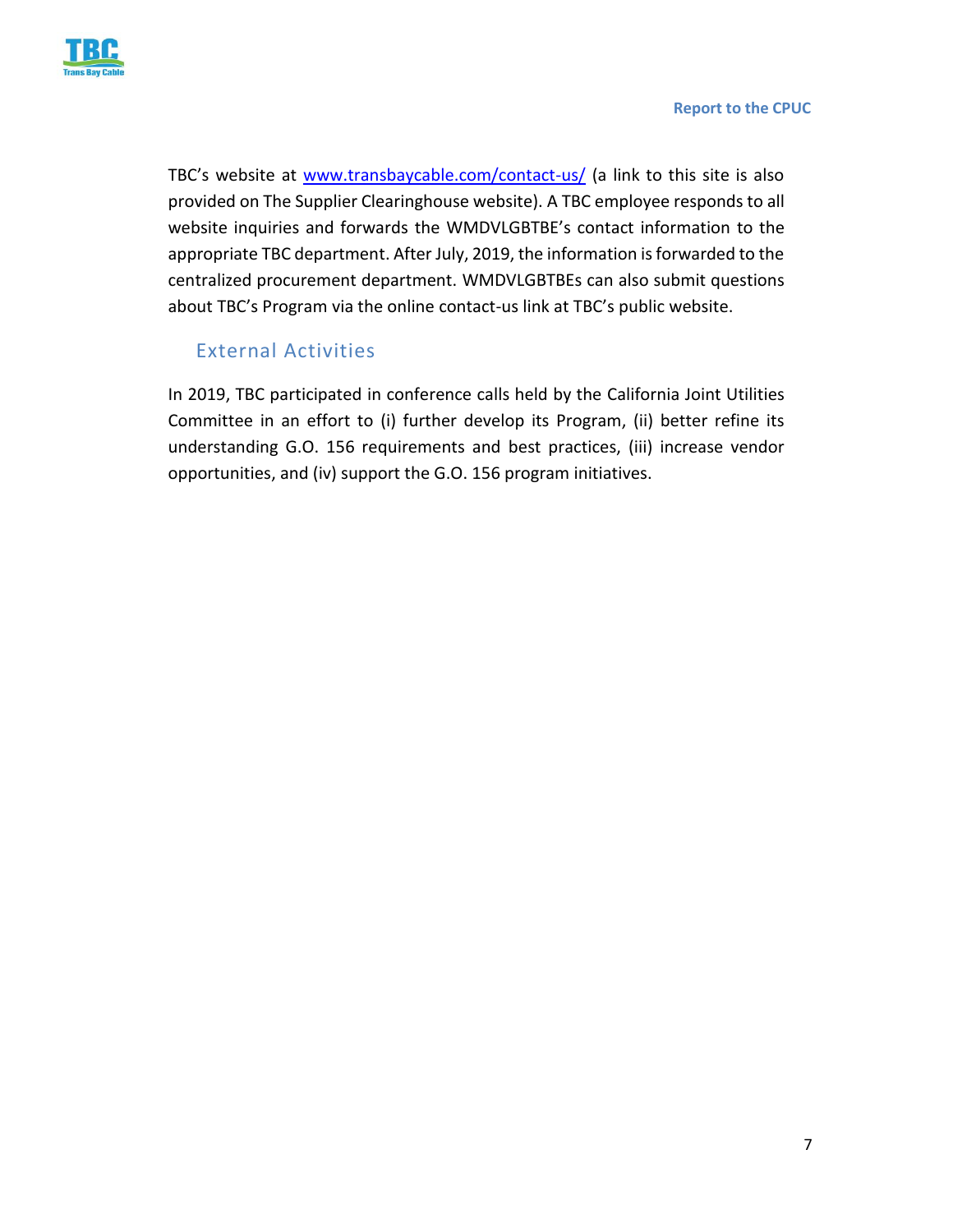TBC's website at [www.transbaycable.com/contact-us/](www.transbaycable.com/contact-us/) (a link to this site is also provided on The Supplier Clearinghouse website). A TBC employee responds to all website inquiries and forwards the WMDVLGBTBE's contact information to the appropriate TBC department. After July, 2019, the information is forwarded to the centralized procurement department. WMDVLGBTBEs can also submit questions about TBC's Program via the online contact-us link at TBC's public website.

## External Activities

In 2019, TBC participated in conference calls held by the California Joint Utilities Committee in an effort to (i) further develop its Program, (ii) better refine its understanding G.O. 156 requirements and best practices, (iii) increase vendor opportunities, and (iv) support the G.O. 156 program initiatives.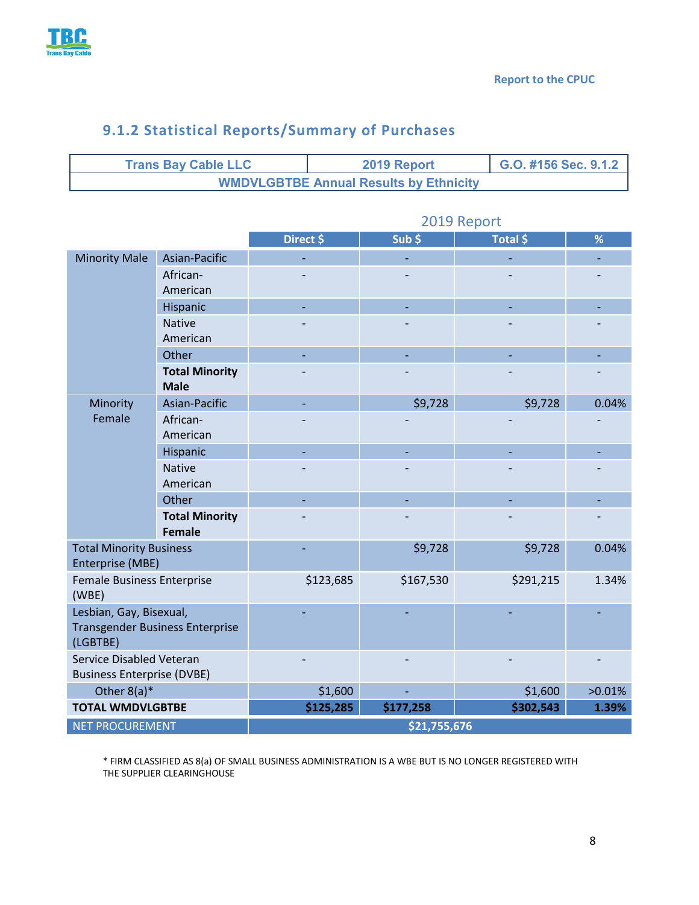## 9.1.2 Statistical Reports/Summary of Purchases

| Trans Bay Cable LLC | 2019 Report | G.O. #156 Sec. 9.1.2 |
|---|---|---|
| WMDVLGBTBE Annual Results by Ethnicity | | |

| | | 2019 Report | | | |
|---|---|---|---|---|---|
| | | Direct $ | Sub $ | Total $ | % |
| Minority Male | Asian-Pacific | - | - | - | - |
| | African-American | - | - | - | - |
| | Hispanic | - | - | - | - |
| | Native American | - | - | - | - |
| | Other | - | - | - | - |
| | **Total Minority Male** | - | - | - | - |
| Minority Female | Asian-Pacific | - | $9,728 | $9,728 | 0.04% |
| | African-American | - | - | - | - |
| | Hispanic | - | - | - | - |
| | Native American | - | - | - | - |
| | Other | - | - | - | - |
| | **Total Minority Female** | - | - | - | - |
| Total Minority Business Enterprise (MBE) | | - | $9,728 | $9,728 | 0.04% |
| Female Business Enterprise (WBE) | | $123,685 | $167,530 | $291,215 | 1.34% |
| Lesbian, Gay, Bisexual, Transgender Business Enterprise (LGBTBE) | | - | - | - | - |
| Service Disabled Veteran Business Enterprise (DVBE) | | - | - | - | - |
| Other 8(a)* | | $1,600 | - | $1,600 | >0.01% |
| **TOTAL WMDVLGBTBE** | | **$125,285** | **$177,258** | **$302,543** | **1.39%** |
| NET PROCUREMENT | | **$21,755,676** | | | |

* FIRM CLASSIFIED AS 8(a) OF SMALL BUSINESS ADMINISTRATION IS A WBE BUT IS NO LONGER REGISTERED WITH THE SUPPLIER CLEARINGHOUSE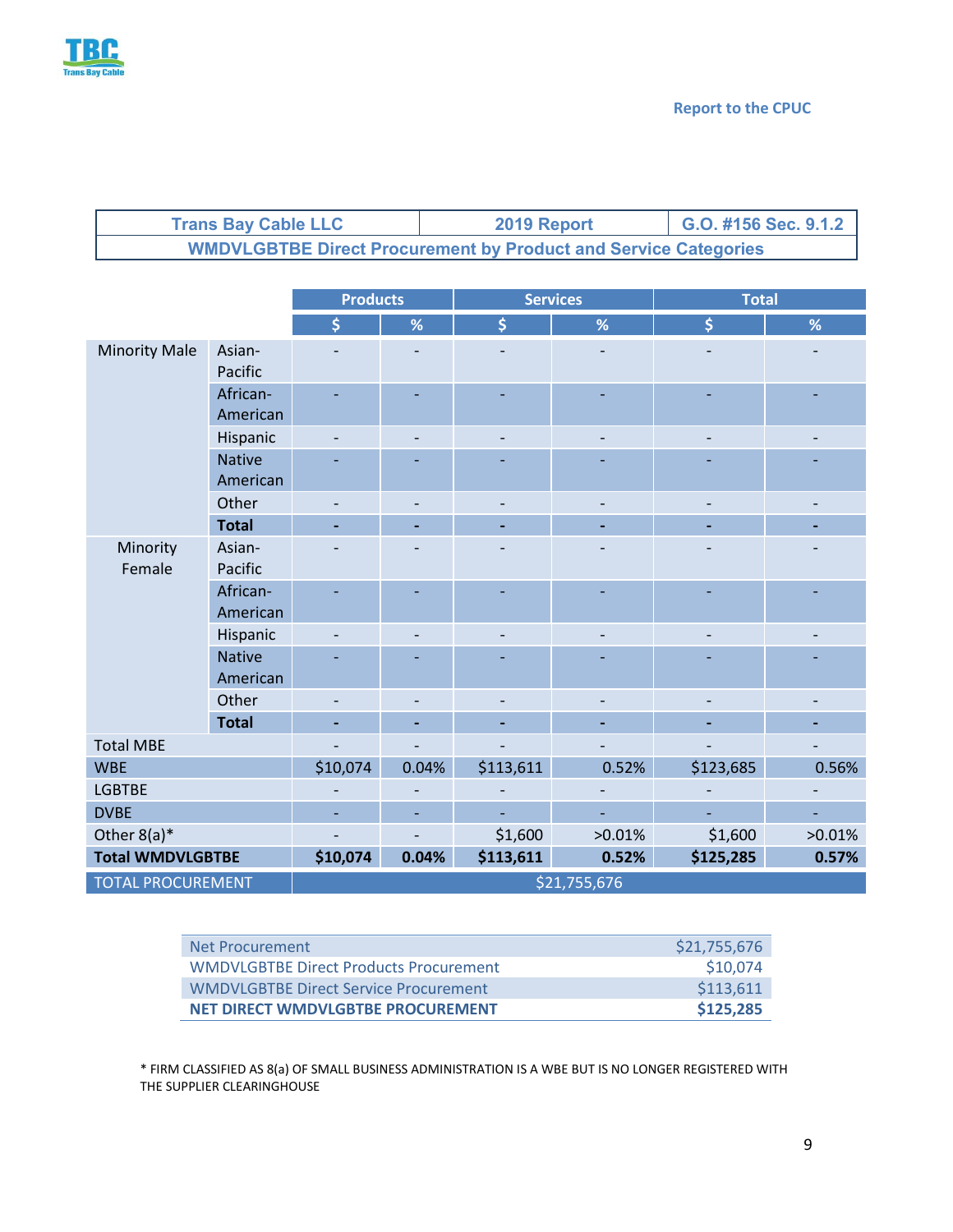Report to the CPUC

| Trans Bay Cable LLC | 2019 Report | G.O. #156 Sec. 9.1.2 |
|---|---|---|
| WMDVLGBTBE Direct Procurement by Product and Service Categories | | |

| | | Products | | Services | | Total | |
|---|---|---|---|---|---|---|---|
| | | $ | % | $ | % | $ | % |
| Minority Male | Asian-Pacific | - | - | - | - | - | - |
| | African-American | - | - | - | - | - | - |
| | Hispanic | - | - | - | - | - | - |
| | Native American | - | - | - | - | - | - |
| | Other | - | - | - | - | - | - |
| | **Total** | **-** | **-** | **-** | **-** | **-** | **-** |
| Minority Female | Asian-Pacific | - | - | - | - | - | - |
| | African-American | - | - | - | - | - | - |
| | Hispanic | - | - | - | - | - | - |
| | Native American | - | - | - | - | - | - |
| | Other | - | - | - | - | - | - |
| | **Total** | **-** | **-** | **-** | **-** | **-** | **-** |
| Total MBE | | - | - | - | - | - | - |
| WBE | | $10,074 | 0.04% | $113,611 | 0.52% | $123,685 | 0.56% |
| LGBTBE | | - | - | - | - | - | - |
| DVBE | | - | - | - | - | - | - |
| Other 8(a)* | | - | - | $1,600 | >0.01% | $1,600 | >0.01% |
| **Total WMDVLGBTBE** | | **$10,074** | **0.04%** | **$113,611** | **0.52%** | **$125,285** | **0.57%** |
| TOTAL PROCUREMENT | | $21,755,676 | | | | | |

| | |
|---|---|
| Net Procurement | $21,755,676 |
| WMDVLGBTBE Direct Products Procurement | $10,074 |
| WMDVLGBTBE Direct Service Procurement | $113,611 |
| **NET DIRECT WMDVLGBTBE PROCUREMENT** | **$125,285** |

* FIRM CLASSIFIED AS 8(a) OF SMALL BUSINESS ADMINISTRATION IS A WBE BUT IS NO LONGER REGISTERED WITH THE SUPPLIER CLEARINGHOUSE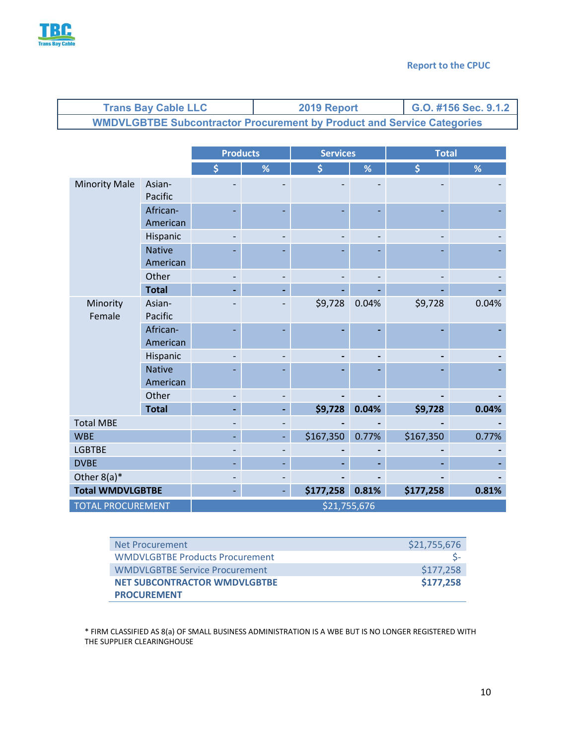Report to the CPUC

| Trans Bay Cable LLC | 2019 Report | G.O. #156 Sec. 9.1.2 |
|---|---|---|
| WMDVLGBTBE Subcontractor Procurement by Product and Service Categories | | |

| | | Products | | Services | | Total | |
|---|---|---|---|---|---|---|---|
| | | $ | % | $ | % | $ | % |
| Minority Male | Asian-Pacific | - | - | - | - | - | - |
| | African-American | - | - | - | - | - | - |
| | Hispanic | - | - | - | - | - | - |
| | Native American | - | - | - | - | - | - |
| | Other | - | - | - | - | - | - |
| | **Total** | **-** | **-** | **-** | **-** | **-** | **-** |
| Minority Female | Asian-Pacific | - | - | $9,728 | 0.04% | $9,728 | 0.04% |
| | African-American | - | - | - | - | - | - |
| | Hispanic | - | - | - | - | - | - |
| | Native American | - | - | - | - | - | - |
| | Other | - | - | - | - | - | - |
| | **Total** | **-** | **-** | **$9,728** | **0.04%** | **$9,728** | **0.04%** |
| Total MBE | | - | - | - | - | - | - |
| WBE | | - | - | $167,350 | 0.77% | $167,350 | 0.77% |
| LGBTBE | | - | - | - | - | - | - |
| DVBE | | - | - | - | - | - | - |
| Other 8(a)* | | - | - | - | - | - | - |
| **Total WMDVLGBTBE** | | **-** | **-** | **$177,258** | **0.81%** | **$177,258** | **0.81%** |
| TOTAL PROCUREMENT | | $21,755,676 | | | | | |

| | |
|---|---|
| Net Procurement | $21,755,676 |
| WMDVLGBTBE Products Procurement | $- |
| WMDVLGBTBE Service Procurement | $177,258 |
| **NET SUBCONTRACTOR WMDVLGBTBE PROCUREMENT** | **$177,258** |

* FIRM CLASSIFIED AS 8(a) OF SMALL BUSINESS ADMINISTRATION IS A WBE BUT IS NO LONGER REGISTERED WITH THE SUPPLIER CLEARINGHOUSE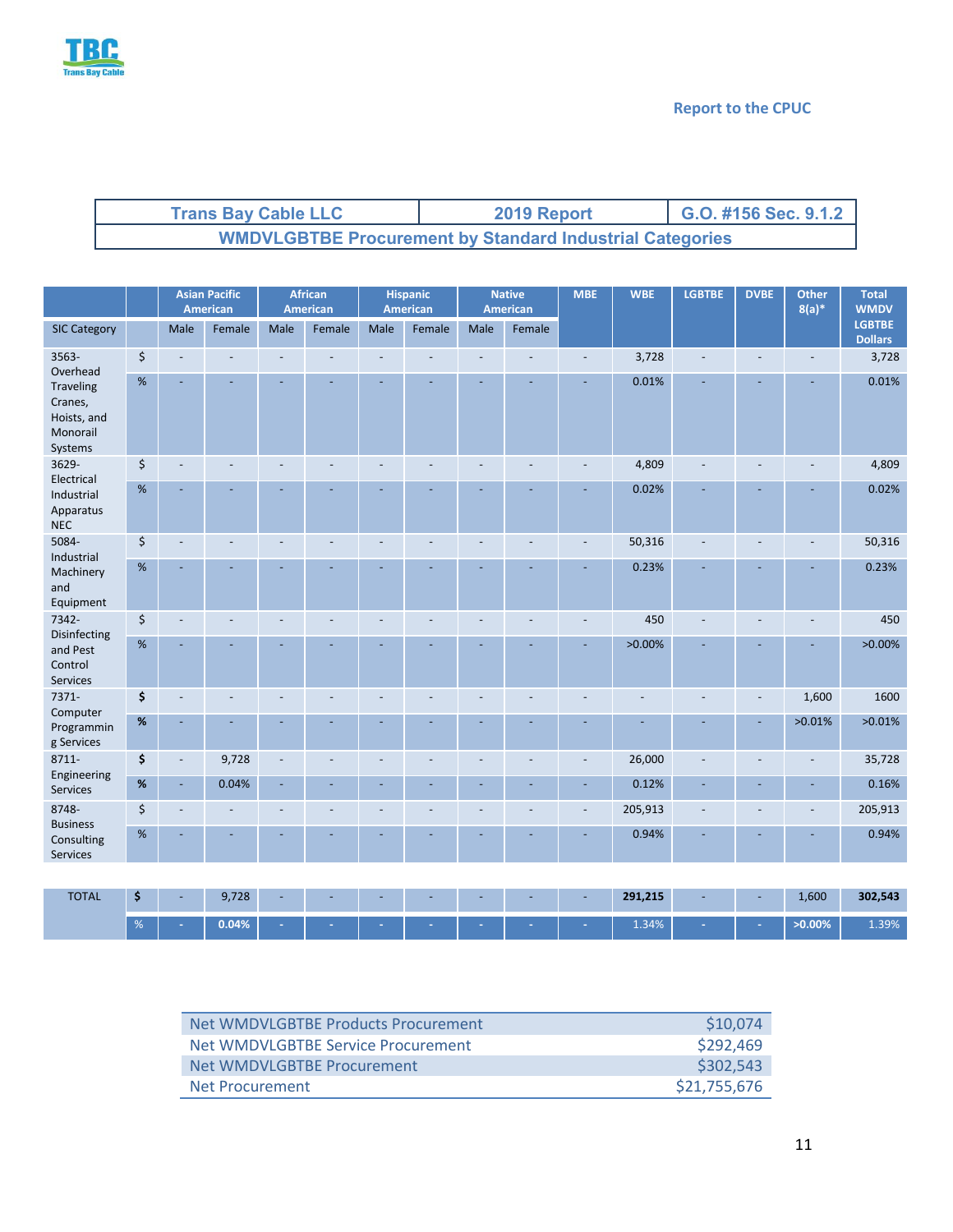Report to the CPUC

| Trans Bay Cable LLC | 2019 Report | G.O. #156 Sec. 9.1.2 |
|---|---|---|
| WMDVLGBTBE Procurement by Standard Industrial Categories | | |

| | | Asian Pacific American | | African American | | Hispanic American | | Native American | | MBE | WBE | LGBTBE | DVBE | Other 8(a)* | Total WMDV LGBTBE Dollars |
|---|---|---|---|---|---|---|---|---|---|---|---|---|---|---|---|
| SIC Category | | Male | Female | Male | Female | Male | Female | Male | Female | | | | | | |
| 3563- Overhead Traveling Cranes, Hoists, and Monorail Systems | $ | - | - | - | - | - | - | - | - | - | 3,728 | - | - | - | 3,728 |
| | % | - | - | - | - | - | - | - | - | - | 0.01% | - | - | - | 0.01% |
| 3629- Electrical Industrial Apparatus NEC | $ | - | - | - | - | - | - | - | - | - | 4,809 | - | - | - | 4,809 |
| | % | - | - | - | - | - | - | - | - | - | 0.02% | - | - | - | 0.02% |
| 5084- Industrial Machinery and Equipment | $ | - | - | - | - | - | - | - | - | - | 50,316 | - | - | - | 50,316 |
| | % | - | - | - | - | - | - | - | - | - | 0.23% | - | - | - | 0.23% |
| 7342- Disinfecting and Pest Control Services | $ | - | - | - | - | - | - | - | - | - | 450 | - | - | - | 450 |
| | % | - | - | - | - | - | - | - | - | - | >0.00% | - | - | - | >0.00% |
| 7371- Computer Programming Services | $ | - | - | - | - | - | - | - | - | - | - | - | - | 1,600 | 1600 |
| | % | - | - | - | - | - | - | - | - | - | - | - | - | >0.01% | >0.01% |
| 8711- Engineering Services | $ | - | 9,728 | - | - | - | - | - | - | - | 26,000 | - | - | - | 35,728 |
| | % | - | 0.04% | - | - | - | - | - | - | - | 0.12% | - | - | - | 0.16% |
| 8748- Business Consulting Services | $ | - | - | - | - | - | - | - | - | - | 205,913 | - | - | - | 205,913 |
| | % | - | - | - | - | - | - | - | - | - | 0.94% | - | - | - | 0.94% |
| TOTAL | $ | - | 9,728 | - | - | - | - | - | - | - | **291,215** | - | - | 1,600 | **302,543** |
| | % | - | **0.04%** | - | - | - | - | - | - | - | 1.34% | - | - | **>0.00%** | 1.39% |

| | |
|---|---|
| Net WMDVLGBTBE Products Procurement | $10,074 |
| Net WMDVLGBTBE Service Procurement | $292,469 |
| Net WMDVLGBTBE Procurement | $302,543 |
| Net Procurement | $21,755,676 |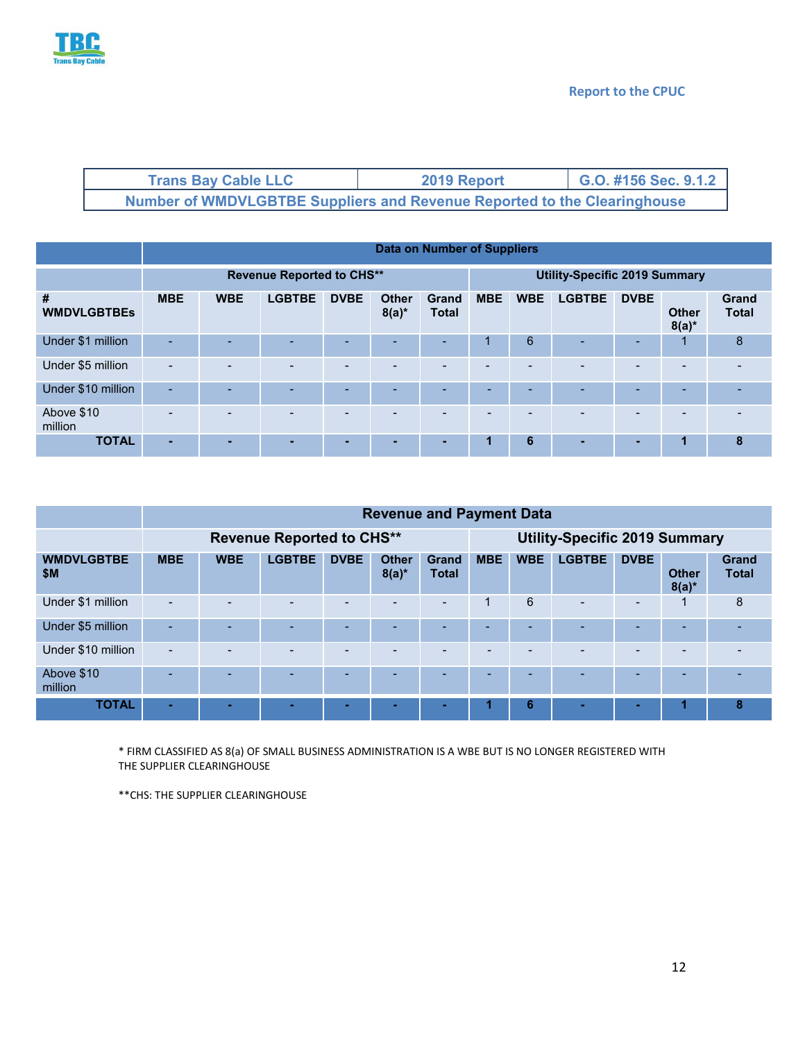Report to the CPUC

| Trans Bay Cable LLC | 2019 Report | G.O. #156 Sec. 9.1.2 |
|---|---|---|
| Number of WMDVLGBTBE Suppliers and Revenue Reported to the Clearinghouse | | |

| | Data on Number of Suppliers | | | | | | | | | | | |
|---|---|---|---|---|---|---|---|---|---|---|---|---|
| | Revenue Reported to CHS** | | | | | | Utility-Specific 2019 Summary | | | | | |
| # WMDVLGBTBEs | MBE | WBE | LGBTBE | DVBE | Other 8(a)* | Grand Total | MBE | WBE | LGBTBE | DVBE | Other 8(a)* | Grand Total |
| Under $1 million | - | - | - | - | - | - | 1 | 6 | - | - | 1 | 8 |
| Under $5 million | - | - | - | - | - | - | - | - | - | - | - | - |
| Under $10 million | - | - | - | - | - | - | - | - | - | - | - | - |
| Above $10 million | - | - | - | - | - | - | - | - | - | - | - | - |
| **TOTAL** | **-** | **-** | **-** | **-** | **-** | **-** | **1** | **6** | **-** | **-** | **1** | **8** |

| | Revenue and Payment Data | | | | | | | | | | | |
|---|---|---|---|---|---|---|---|---|---|---|---|---|
| | Revenue Reported to CHS** | | | | | | Utility-Specific 2019 Summary | | | | | |
| WMDVLGBTBE $M | MBE | WBE | LGBTBE | DVBE | Other 8(a)* | Grand Total | MBE | WBE | LGBTBE | DVBE | Other 8(a)* | Grand Total |
| Under $1 million | - | - | - | - | - | - | 1 | 6 | - | - | 1 | 8 |
| Under $5 million | - | - | - | - | - | - | - | - | - | - | - | - |
| Under $10 million | - | - | - | - | - | - | - | - | - | - | - | - |
| Above $10 million | - | - | - | - | - | - | - | - | - | - | - | - |
| **TOTAL** | **-** | **-** | **-** | **-** | **-** | **-** | **1** | **6** | **-** | **-** | **1** | **8** |

* FIRM CLASSIFIED AS 8(a) OF SMALL BUSINESS ADMINISTRATION IS A WBE BUT IS NO LONGER REGISTERED WITH THE SUPPLIER CLEARINGHOUSE

**CHS: THE SUPPLIER CLEARINGHOUSE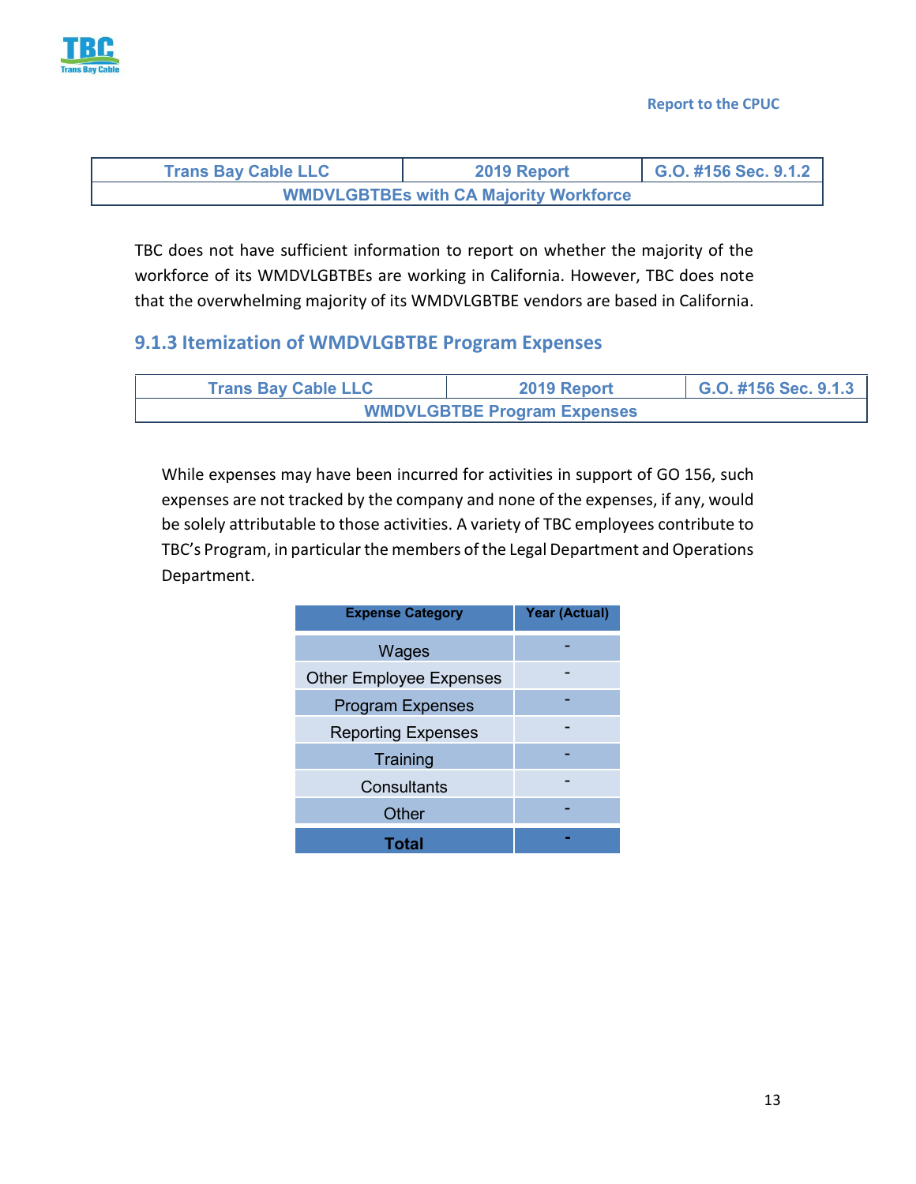| Trans Bay Cable LLC | 2019 Report | G.O. #156 Sec. 9.1.2 |
|---|---|---|
| WMDVLGBTBEs with CA Majority Workforce | | |

TBC does not have sufficient information to report on whether the majority of the workforce of its WMDVLGBTBEs are working in California. However, TBC does note that the overwhelming majority of its WMDVLGBTBE vendors are based in California.

### 9.1.3 Itemization of WMDVLGBTBE Program Expenses

| Trans Bay Cable LLC | 2019 Report | G.O. #156 Sec. 9.1.3 |
|---|---|---|
| WMDVLGBTBE Program Expenses | | |

While expenses may have been incurred for activities in support of GO 156, such expenses are not tracked by the company and none of the expenses, if any, would be solely attributable to those activities. A variety of TBC employees contribute to TBC's Program, in particular the members of the Legal Department and Operations Department.

| Expense Category | Year (Actual) |
|---|---|
| Wages | - |
| Other Employee Expenses | - |
| Program Expenses | - |
| Reporting Expenses | - |
| Training | - |
| Consultants | - |
| Other | - |
| **Total** | **-** |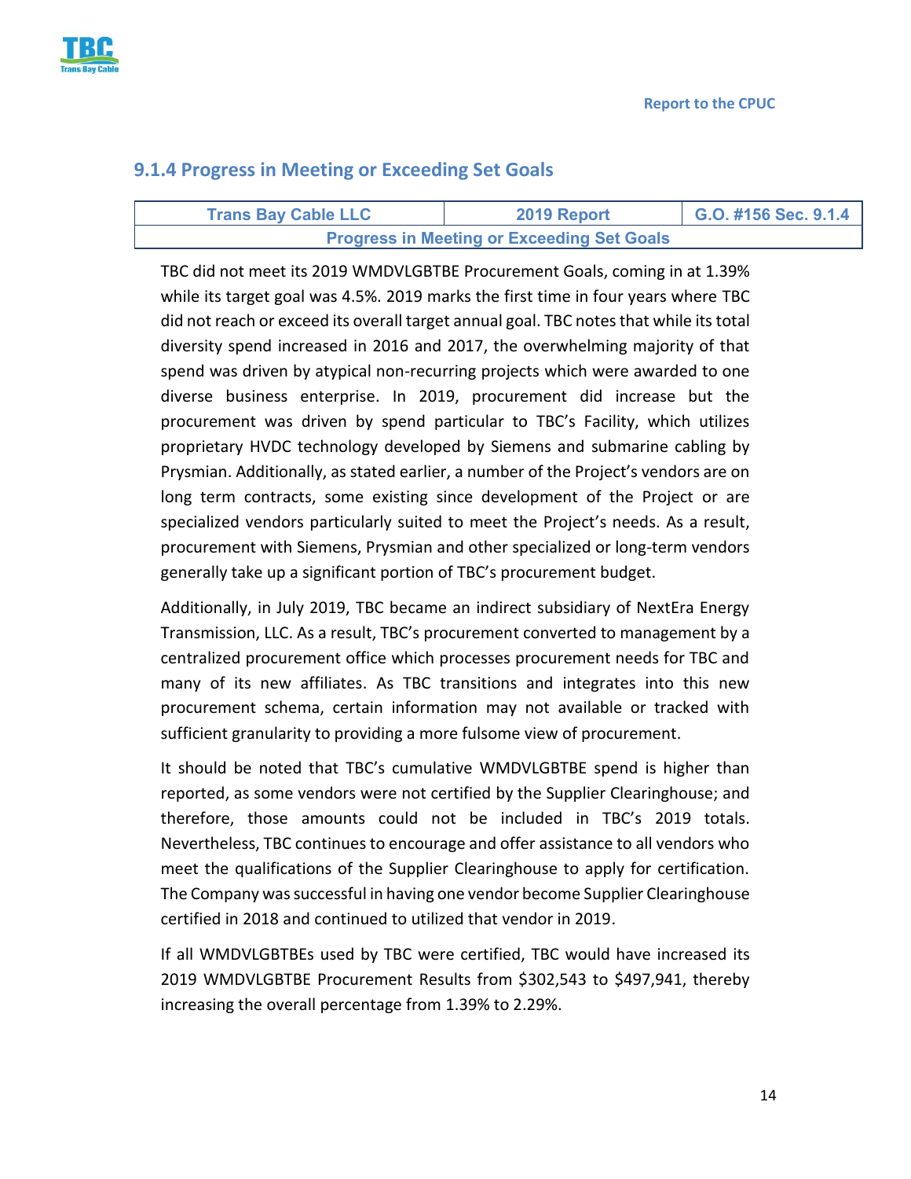## 9.1.4 Progress in Meeting or Exceeding Set Goals

| Trans Bay Cable LLC | 2019 Report | G.O. #156 Sec. 9.1.4 |
|---|---|---|
| Progress in Meeting or Exceeding Set Goals | | |

TBC did not meet its 2019 WMDVLGBTBE Procurement Goals, coming in at 1.39% while its target goal was 4.5%. 2019 marks the first time in four years where TBC did not reach or exceed its overall target annual goal. TBC notes that while its total diversity spend increased in 2016 and 2017, the overwhelming majority of that spend was driven by atypical non-recurring projects which were awarded to one diverse business enterprise. In 2019, procurement did increase but the procurement was driven by spend particular to TBC's Facility, which utilizes proprietary HVDC technology developed by Siemens and submarine cabling by Prysmian. Additionally, as stated earlier, a number of the Project's vendors are on long term contracts, some existing since development of the Project or are specialized vendors particularly suited to meet the Project's needs. As a result, procurement with Siemens, Prysmian and other specialized or long-term vendors generally take up a significant portion of TBC's procurement budget.

Additionally, in July 2019, TBC became an indirect subsidiary of NextEra Energy Transmission, LLC. As a result, TBC's procurement converted to management by a centralized procurement office which processes procurement needs for TBC and many of its new affiliates. As TBC transitions and integrates into this new procurement schema, certain information may not available or tracked with sufficient granularity to providing a more fulsome view of procurement.

It should be noted that TBC's cumulative WMDVLGBTBE spend is higher than reported, as some vendors were not certified by the Supplier Clearinghouse; and therefore, those amounts could not be included in TBC's 2019 totals. Nevertheless, TBC continues to encourage and offer assistance to all vendors who meet the qualifications of the Supplier Clearinghouse to apply for certification. The Company was successful in having one vendor become Supplier Clearinghouse certified in 2018 and continued to utilized that vendor in 2019.

If all WMDVLGBTBEs used by TBC were certified, TBC would have increased its 2019 WMDVLGBTBE Procurement Results from $302,543 to $497,941, thereby increasing the overall percentage from 1.39% to 2.29%.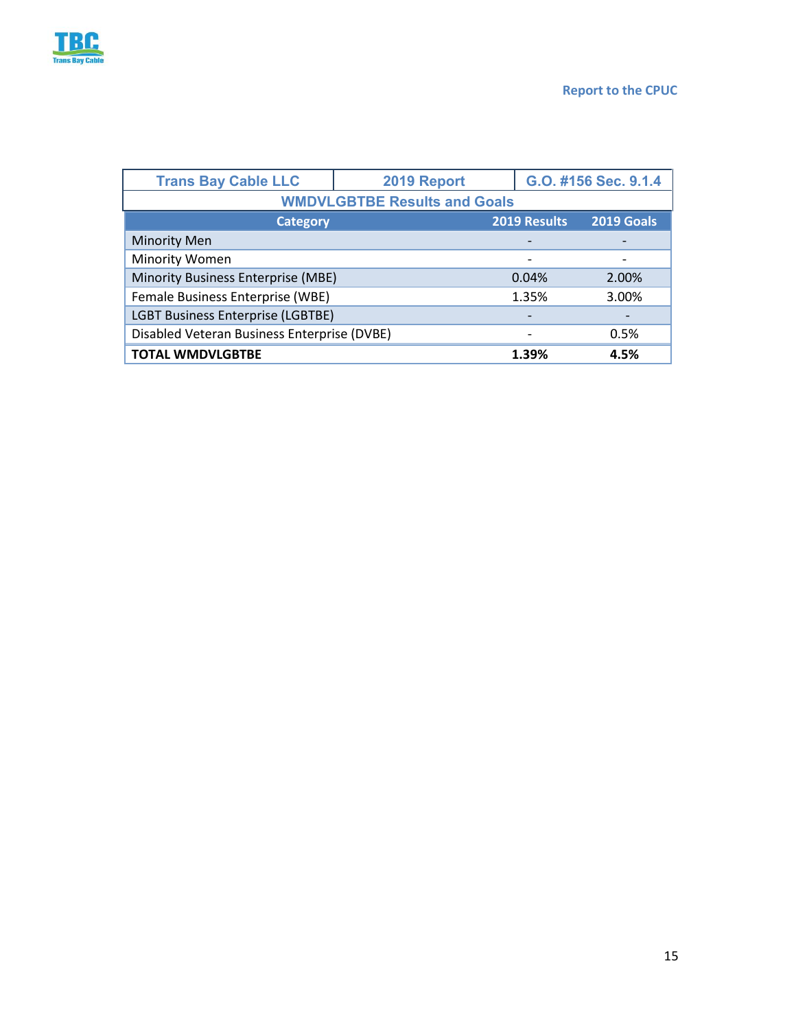| Trans Bay Cable LLC | 2019 Report | G.O. #156 Sec. 9.1.4 |
|---|---|---|
| **WMDVLGBTBE Results and Goals** | | |
| **Category** | **2019 Results** | **2019 Goals** |
| Minority Men | - | - |
| Minority Women | - | - |
| Minority Business Enterprise (MBE) | 0.04% | 2.00% |
| Female Business Enterprise (WBE) | 1.35% | 3.00% |
| LGBT Business Enterprise (LGBTBE) | - | - |
| Disabled Veteran Business Enterprise (DVBE) | - | 0.5% |
| **TOTAL WMDVLGBTBE** | **1.39%** | **4.5%** |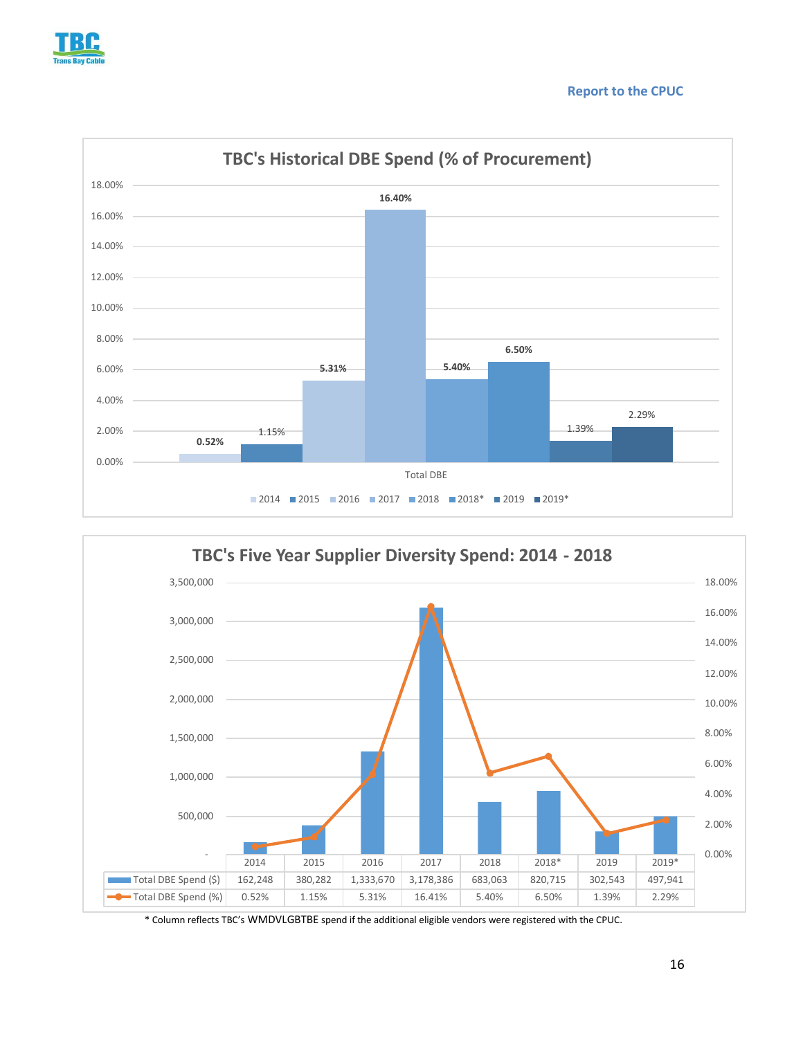## TBC's Historical DBE Spend (% of Procurement)

| | 2014 | 2015 | 2016 | 2017 | 2018 | 2018* | 2019 | 2019* |
|---|---|---|---|---|---|---|---|---|
| Total DBE | 0.52% | 1.15% | 5.31% | 16.40% | 5.40% | 6.50% | 1.39% | 2.29% |

## TBC's Five Year Supplier Diversity Spend: 2014 - 2018

| | 2014 | 2015 | 2016 | 2017 | 2018 | 2018* | 2019 | 2019* |
|---|---|---|---|---|---|---|---|---|
| Total DBE Spend ($) | 162,248 | 380,282 | 1,333,670 | 3,178,386 | 683,063 | 820,715 | 302,543 | 497,941 |
| Total DBE Spend (%) | 0.52% | 1.15% | 5.31% | 16.41% | 5.40% | 6.50% | 1.39% | 2.29% |

* Column reflects TBC's WMDVLGBTBE spend if the additional eligible vendors were registered with the CPUC.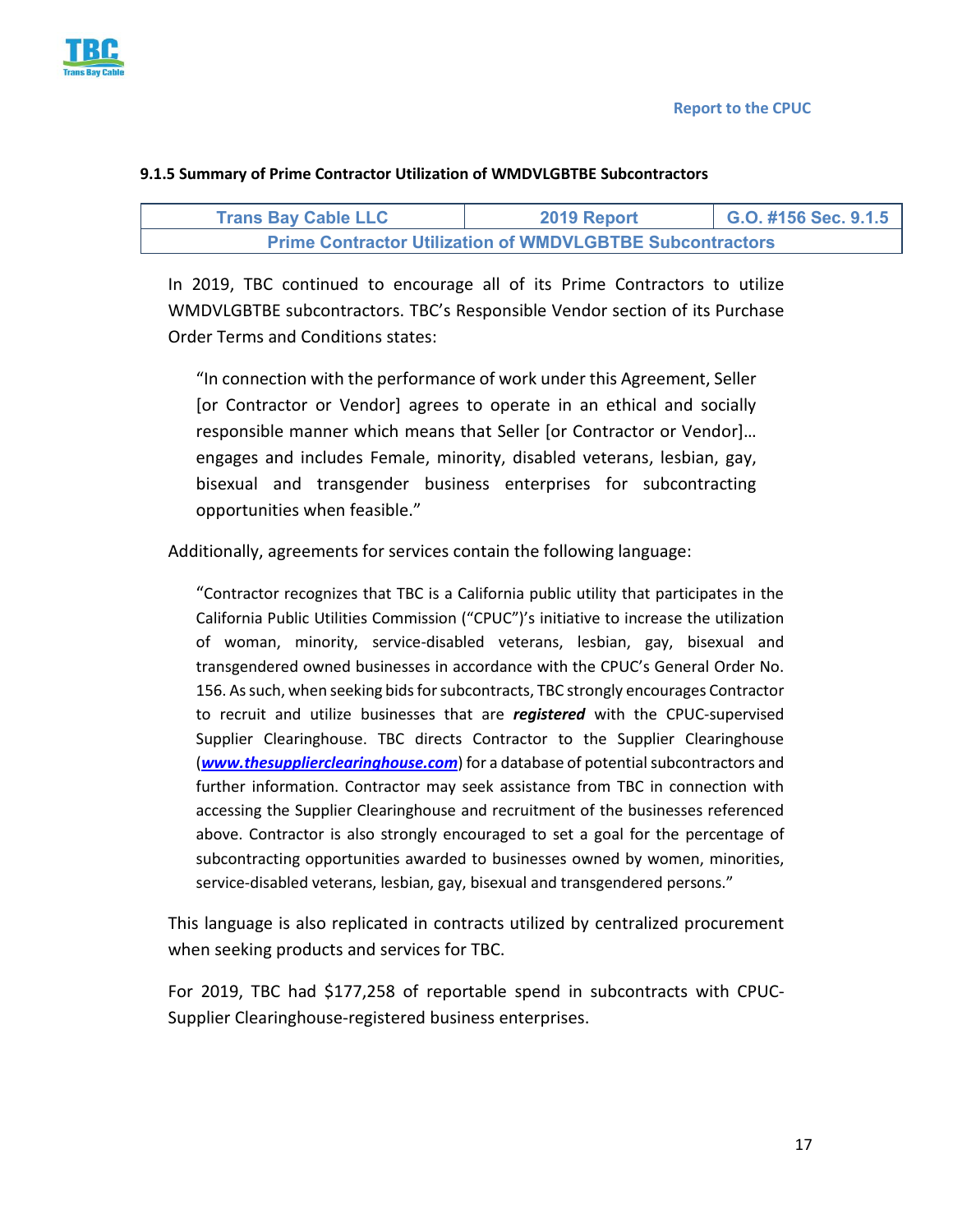### 9.1.5 Summary of Prime Contractor Utilization of WMDVLGBTBE Subcontractors

| Trans Bay Cable LLC | 2019 Report | G.O. #156 Sec. 9.1.5 |
|---|---|---|
| Prime Contractor Utilization of WMDVLGBTBE Subcontractors | | |

In 2019, TBC continued to encourage all of its Prime Contractors to utilize WMDVLGBTBE subcontractors. TBC's Responsible Vendor section of its Purchase Order Terms and Conditions states:

> "In connection with the performance of work under this Agreement, Seller [or Contractor or Vendor] agrees to operate in an ethical and socially responsible manner which means that Seller [or Contractor or Vendor]… engages and includes Female, minority, disabled veterans, lesbian, gay, bisexual and transgender business enterprises for subcontracting opportunities when feasible."

Additionally, agreements for services contain the following language:

> "Contractor recognizes that TBC is a California public utility that participates in the California Public Utilities Commission ("CPUC")'s initiative to increase the utilization of woman, minority, service-disabled veterans, lesbian, gay, bisexual and transgendered owned businesses in accordance with the CPUC's General Order No. 156. As such, when seeking bids for subcontracts, TBC strongly encourages Contractor to recruit and utilize businesses that are ***registered*** with the CPUC-supervised Supplier Clearinghouse. TBC directs Contractor to the Supplier Clearinghouse (***www.thesupplierclearinghouse.com***) for a database of potential subcontractors and further information. Contractor may seek assistance from TBC in connection with accessing the Supplier Clearinghouse and recruitment of the businesses referenced above. Contractor is also strongly encouraged to set a goal for the percentage of subcontracting opportunities awarded to businesses owned by women, minorities, service-disabled veterans, lesbian, gay, bisexual and transgendered persons."

This language is also replicated in contracts utilized by centralized procurement when seeking products and services for TBC.

For 2019, TBC had $177,258 of reportable spend in subcontracts with CPUC-Supplier Clearinghouse-registered business enterprises.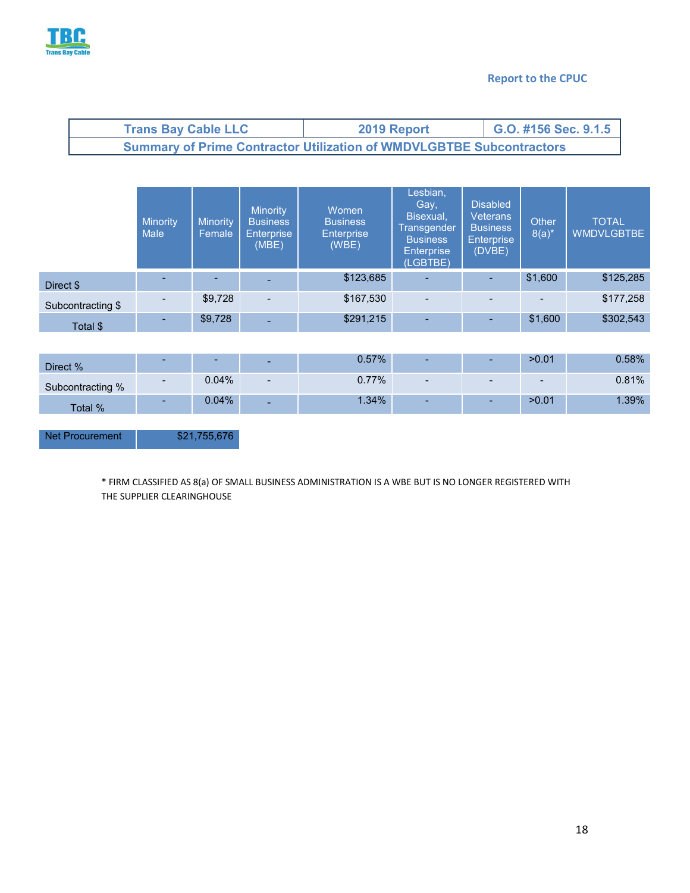Report to the CPUC

| Trans Bay Cable LLC | 2019 Report | G.O. #156 Sec. 9.1.5 |
|---|---|---|
| **Summary of Prime Contractor Utilization of WMDVLGBTBE Subcontractors** | | |

| | Minority Male | Minority Female | Minority Business Enterprise (MBE) | Women Business Enterprise (WBE) | Lesbian, Gay, Bisexual, Transgender Business Enterprise (LGBTBE) | Disabled Veterans Business Enterprise (DVBE) | Other 8(a)* | TOTAL WMDVLGBTBE |
|---|---|---|---|---|---|---|---|---|
| Direct $ | - | - | - | $123,685 | - | - | $1,600 | $125,285 |
| Subcontracting $ | - | $9,728 | - | $167,530 | - | - | - | $177,258 |
| Total $ | - | $9,728 | - | $291,215 | - | - | $1,600 | $302,543 |
| | | | | | | | | |
| Direct % | - | - | - | 0.57% | - | - | >0.01 | 0.58% |
| Subcontracting % | - | 0.04% | - | 0.77% | - | - | - | 0.81% |
| Total % | - | 0.04% | - | 1.34% | - | - | >0.01 | 1.39% |

| Net Procurement | $21,755,676 |
|---|---|

* FIRM CLASSIFIED AS 8(a) OF SMALL BUSINESS ADMINISTRATION IS A WBE BUT IS NO LONGER REGISTERED WITH THE SUPPLIER CLEARINGHOUSE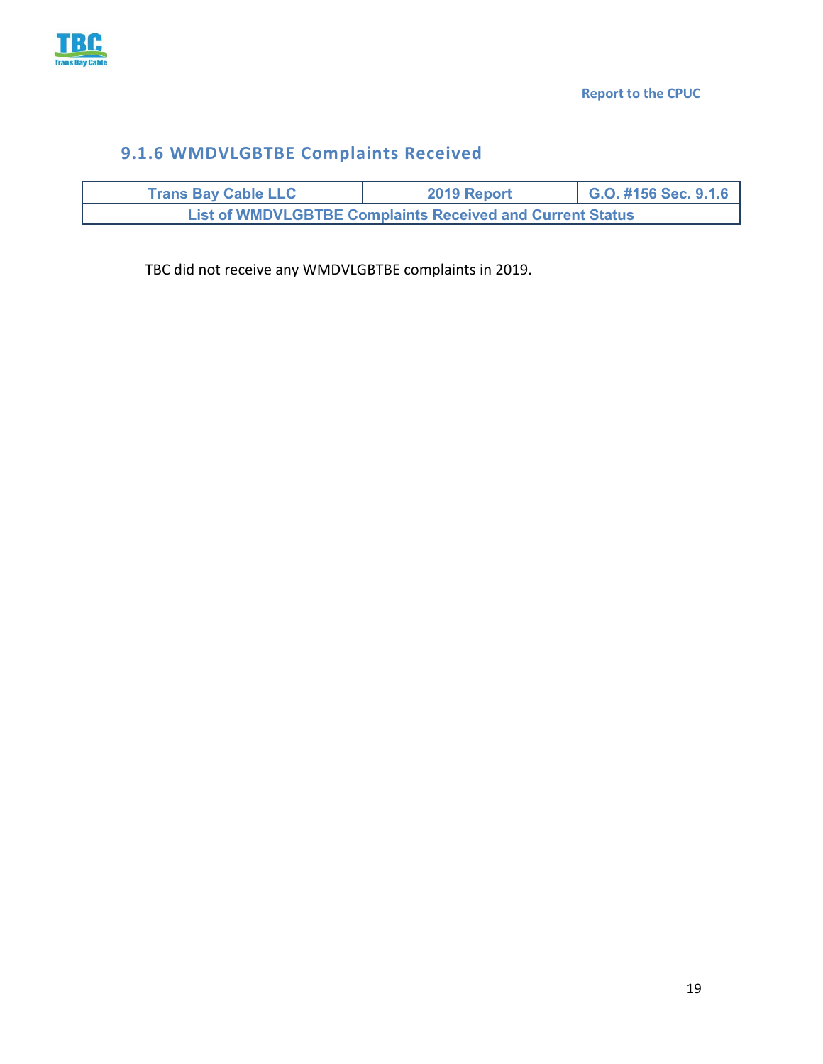### 9.1.6 WMDVLGBTBE Complaints Received

| Trans Bay Cable LLC | 2019 Report | G.O. #156 Sec. 9.1.6 |
|---|---|---|
| List of WMDVLGBTBE Complaints Received and Current Status | | |

TBC did not receive any WMDVLGBTBE complaints in 2019.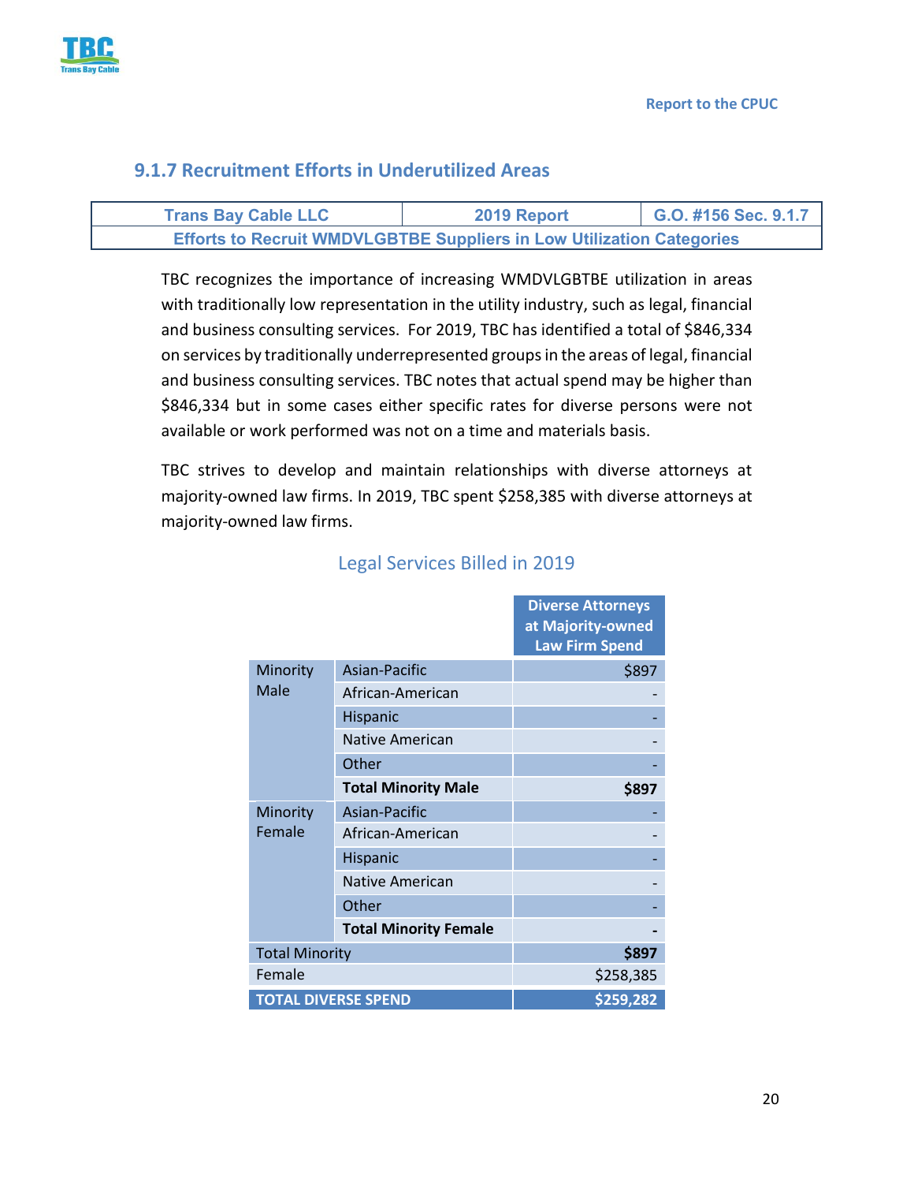### 9.1.7 Recruitment Efforts in Underutilized Areas

| Trans Bay Cable LLC | 2019 Report | G.O. #156 Sec. 9.1.7 |
|---|---|---|
| Efforts to Recruit WMDVLGBTBE Suppliers in Low Utilization Categories | | |

TBC recognizes the importance of increasing WMDVLGBTBE utilization in areas with traditionally low representation in the utility industry, such as legal, financial and business consulting services. For 2019, TBC has identified a total of $846,334 on services by traditionally underrepresented groups in the areas of legal, financial and business consulting services. TBC notes that actual spend may be higher than $846,334 but in some cases either specific rates for diverse persons were not available or work performed was not on a time and materials basis.

TBC strives to develop and maintain relationships with diverse attorneys at majority-owned law firms. In 2019, TBC spent $258,385 with diverse attorneys at majority-owned law firms.

**Legal Services Billed in 2019**

| | | Diverse Attorneys at Majority-owned Law Firm Spend |
|---|---|---|
| Minority Male | Asian-Pacific | $897 |
| | African-American | - |
| | Hispanic | - |
| | Native American | - |
| | Other | - |
| | **Total Minority Male** | **$897** |
| Minority Female | Asian-Pacific | - |
| | African-American | - |
| | Hispanic | - |
| | Native American | - |
| | Other | - |
| | **Total Minority Female** | **-** |
| Total Minority | | **$897** |
| Female | | $258,385 |
| **TOTAL DIVERSE SPEND** | | **$259,282** |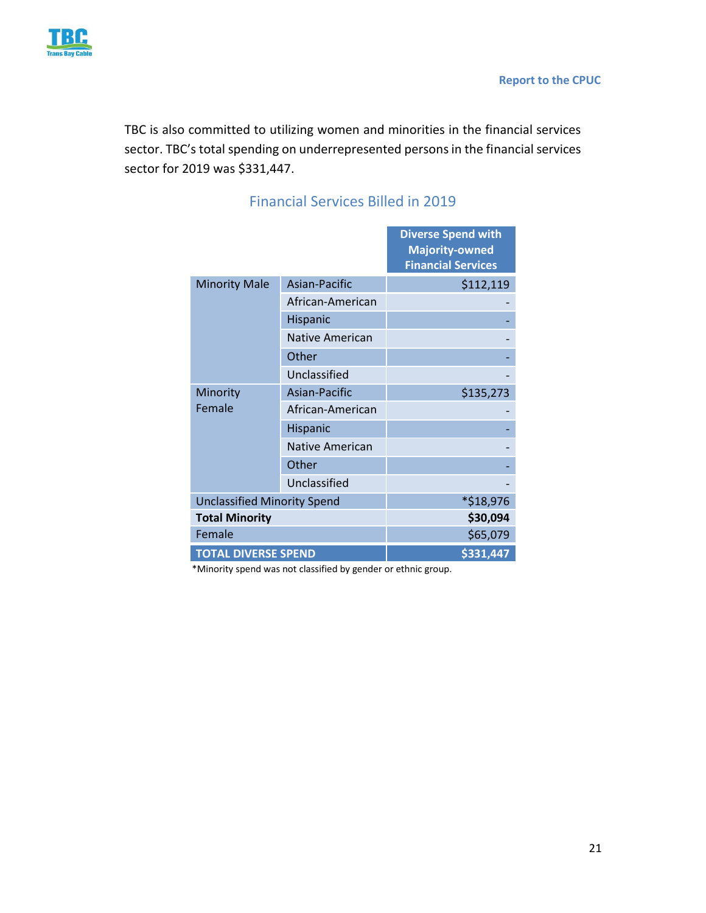TBC is also committed to utilizing women and minorities in the financial services sector. TBC's total spending on underrepresented persons in the financial services sector for 2019 was $331,447.

## Financial Services Billed in 2019

| | | Diverse Spend with Majority-owned Financial Services |
|---|---|---|
| Minority Male | Asian-Pacific | $112,119 |
| | African-American | - |
| | Hispanic | - |
| | Native American | - |
| | Other | - |
| | Unclassified | - |
| Minority Female | Asian-Pacific | $135,273 |
| | African-American | - |
| | Hispanic | - |
| | Native American | - |
| | Other | - |
| | Unclassified | - |
| Unclassified Minority Spend | | *$18,976 |
| **Total Minority** | | **$30,094** |
| Female | | $65,079 |
| **TOTAL DIVERSE SPEND** | | **$331,447** |

*Minority spend was not classified by gender or ethnic group.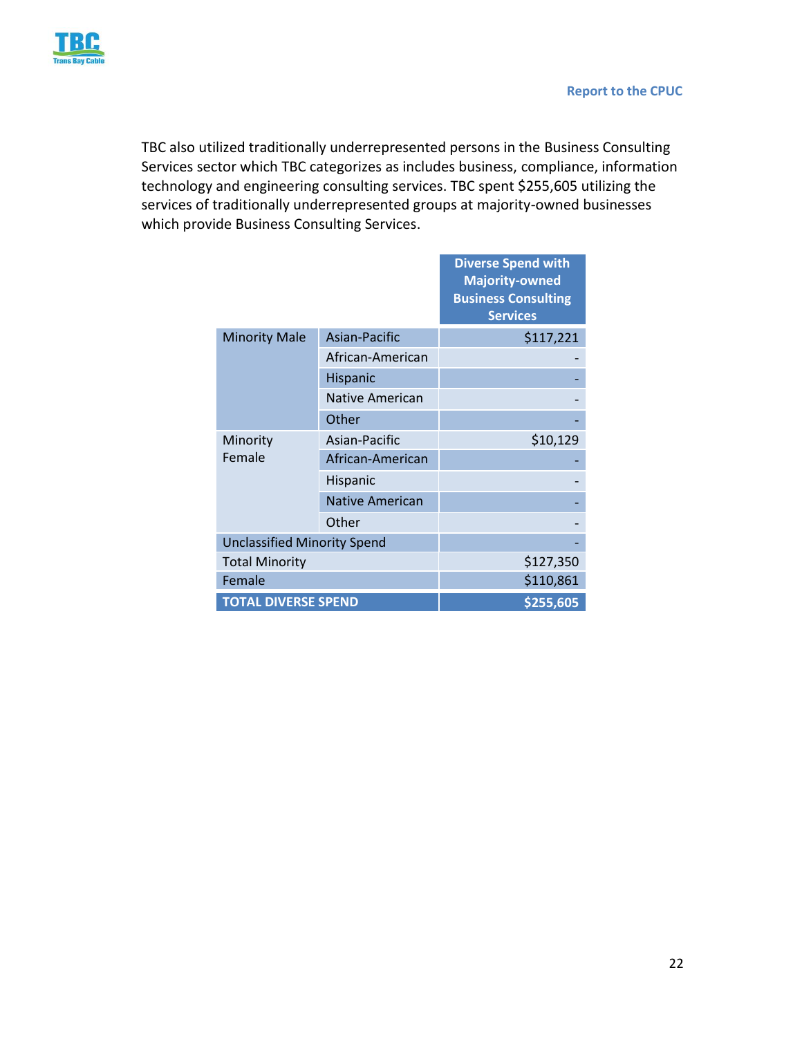TBC also utilized traditionally underrepresented persons in the Business Consulting Services sector which TBC categorizes as includes business, compliance, information technology and engineering consulting services. TBC spent $255,605 utilizing the services of traditionally underrepresented groups at majority-owned businesses which provide Business Consulting Services.

| | | Diverse Spend with Majority-owned Business Consulting Services |
|---|---|---|
| Minority Male | Asian-Pacific | $117,221 |
| | African-American | - |
| | Hispanic | - |
| | Native American | - |
| | Other | - |
| Minority Female | Asian-Pacific | $10,129 |
| | African-American | - |
| | Hispanic | - |
| | Native American | - |
| | Other | - |
| Unclassified Minority Spend | | - |
| Total Minority | | $127,350 |
| Female | | $110,861 |
| **TOTAL DIVERSE SPEND** | | **$255,605** |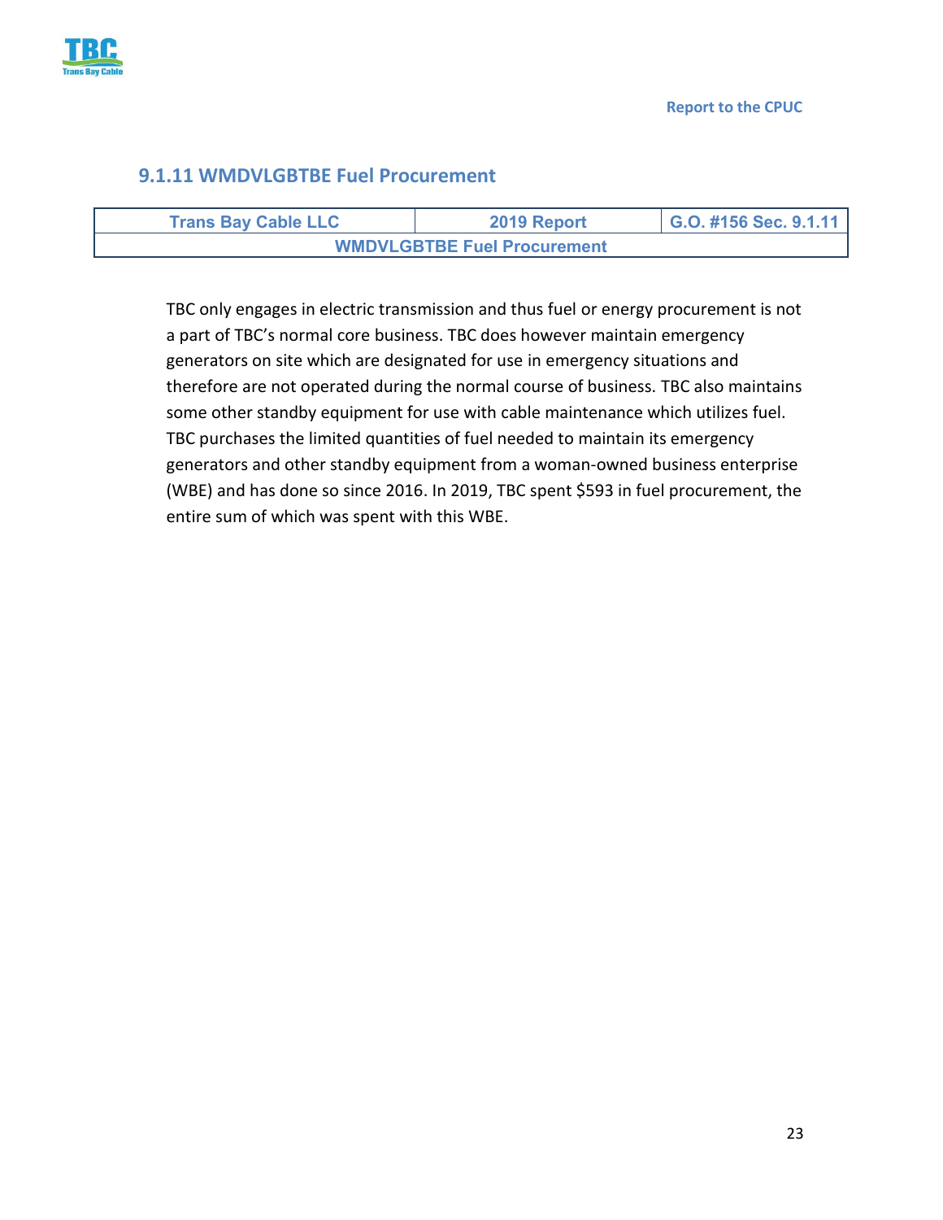### 9.1.11 WMDVLGBTBE Fuel Procurement

| Trans Bay Cable LLC | 2019 Report | G.O. #156 Sec. 9.1.11 |
|---|---|---|
| WMDVLGBTBE Fuel Procurement | | |

TBC only engages in electric transmission and thus fuel or energy procurement is not a part of TBC's normal core business. TBC does however maintain emergency generators on site which are designated for use in emergency situations and therefore are not operated during the normal course of business. TBC also maintains some other standby equipment for use with cable maintenance which utilizes fuel. TBC purchases the limited quantities of fuel needed to maintain its emergency generators and other standby equipment from a woman-owned business enterprise (WBE) and has done so since 2016. In 2019, TBC spent $593 in fuel procurement, the entire sum of which was spent with this WBE.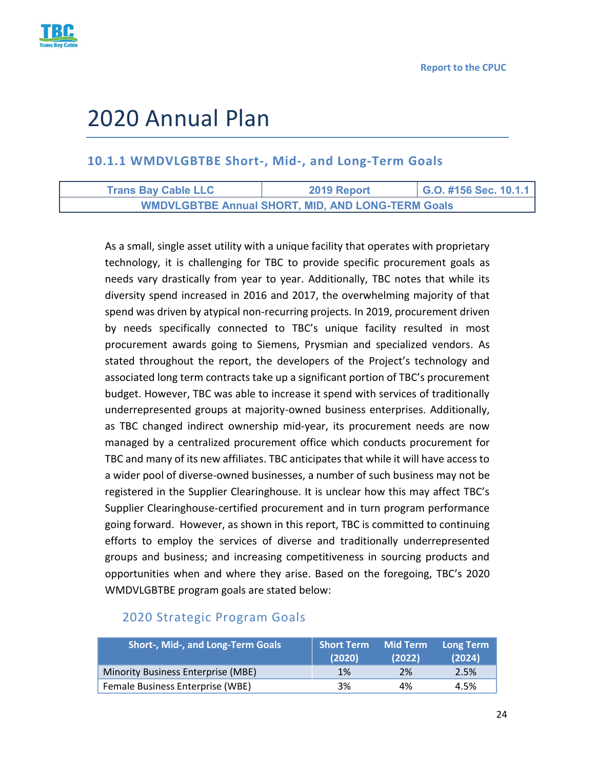# 2020 Annual Plan

## 10.1.1 WMDVLGBTBE Short-, Mid-, and Long-Term Goals

| Trans Bay Cable LLC | 2019 Report | G.O. #156 Sec. 10.1.1 |
|---|---|---|
| WMDVLGBTBE Annual SHORT, MID, AND LONG-TERM Goals | | |

As a small, single asset utility with a unique facility that operates with proprietary technology, it is challenging for TBC to provide specific procurement goals as needs vary drastically from year to year. Additionally, TBC notes that while its diversity spend increased in 2016 and 2017, the overwhelming majority of that spend was driven by atypical non-recurring projects. In 2019, procurement driven by needs specifically connected to TBC's unique facility resulted in most procurement awards going to Siemens, Prysmian and specialized vendors. As stated throughout the report, the developers of the Project's technology and associated long term contracts take up a significant portion of TBC's procurement budget. However, TBC was able to increase it spend with services of traditionally underrepresented groups at majority-owned business enterprises. Additionally, as TBC changed indirect ownership mid-year, its procurement needs are now managed by a centralized procurement office which conducts procurement for TBC and many of its new affiliates. TBC anticipates that while it will have access to a wider pool of diverse-owned businesses, a number of such business may not be registered in the Supplier Clearinghouse. It is unclear how this may affect TBC's Supplier Clearinghouse-certified procurement and in turn program performance going forward. However, as shown in this report, TBC is committed to continuing efforts to employ the services of diverse and traditionally underrepresented groups and business; and increasing competitiveness in sourcing products and opportunities when and where they arise. Based on the foregoing, TBC's 2020 WMDVLGBTBE program goals are stated below:

### 2020 Strategic Program Goals

| Short-, Mid-, and Long-Term Goals | Short Term (2020) | Mid Term (2022) | Long Term (2024) |
|---|---|---|---|
| Minority Business Enterprise (MBE) | 1% | 2% | 2.5% |
| Female Business Enterprise (WBE) | 3% | 4% | 4.5% |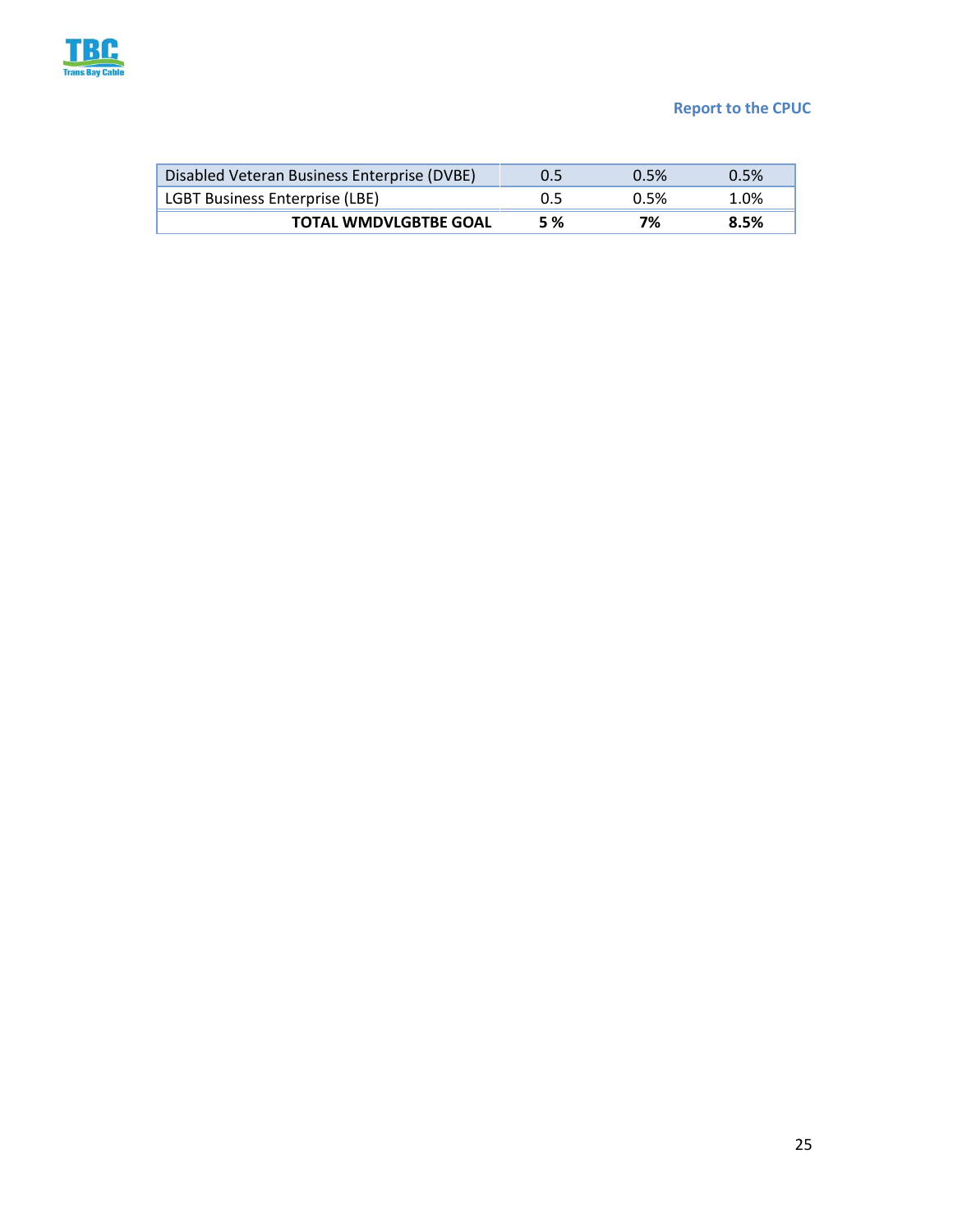| | | | |
|---|---|---|---|
| Disabled Veteran Business Enterprise (DVBE) | 0.5 | 0.5% | 0.5% |
| LGBT Business Enterprise (LBE) | 0.5 | 0.5% | 1.0% |
| **TOTAL WMDVLGBTBE GOAL** | **5 %** | **7%** | **8.5%** |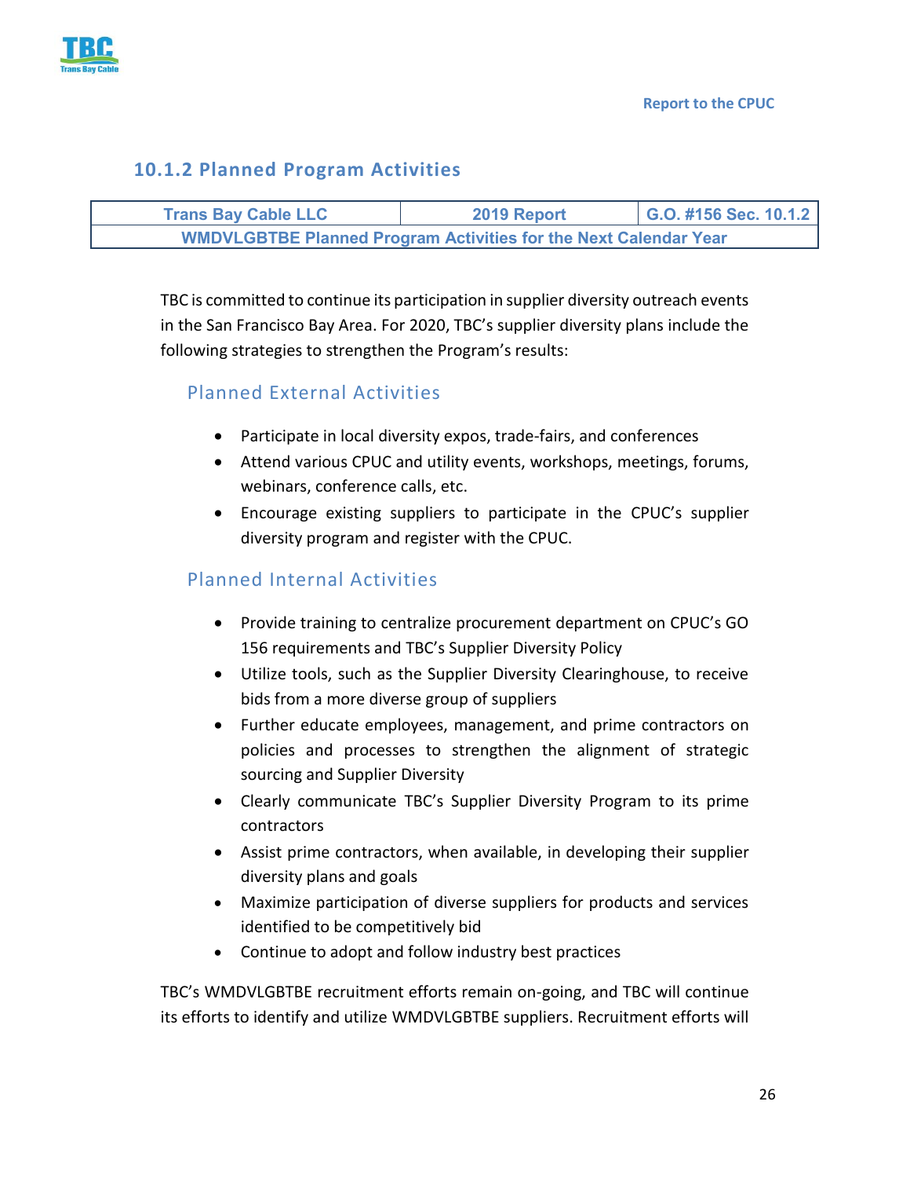### 10.1.2 Planned Program Activities

| Trans Bay Cable LLC | 2019 Report | G.O. #156 Sec. 10.1.2 |
|---|---|---|
| WMDVLGBTBE Planned Program Activities for the Next Calendar Year | | |

TBC is committed to continue its participation in supplier diversity outreach events in the San Francisco Bay Area. For 2020, TBC's supplier diversity plans include the following strategies to strengthen the Program's results:

#### Planned External Activities

- Participate in local diversity expos, trade-fairs, and conferences
- Attend various CPUC and utility events, workshops, meetings, forums, webinars, conference calls, etc.
- Encourage existing suppliers to participate in the CPUC's supplier diversity program and register with the CPUC.

#### Planned Internal Activities

- Provide training to centralize procurement department on CPUC's GO 156 requirements and TBC's Supplier Diversity Policy
- Utilize tools, such as the Supplier Diversity Clearinghouse, to receive bids from a more diverse group of suppliers
- Further educate employees, management, and prime contractors on policies and processes to strengthen the alignment of strategic sourcing and Supplier Diversity
- Clearly communicate TBC's Supplier Diversity Program to its prime contractors
- Assist prime contractors, when available, in developing their supplier diversity plans and goals
- Maximize participation of diverse suppliers for products and services identified to be competitively bid
- Continue to adopt and follow industry best practices

TBC's WMDVLGBTBE recruitment efforts remain on-going, and TBC will continue its efforts to identify and utilize WMDVLGBTBE suppliers. Recruitment efforts will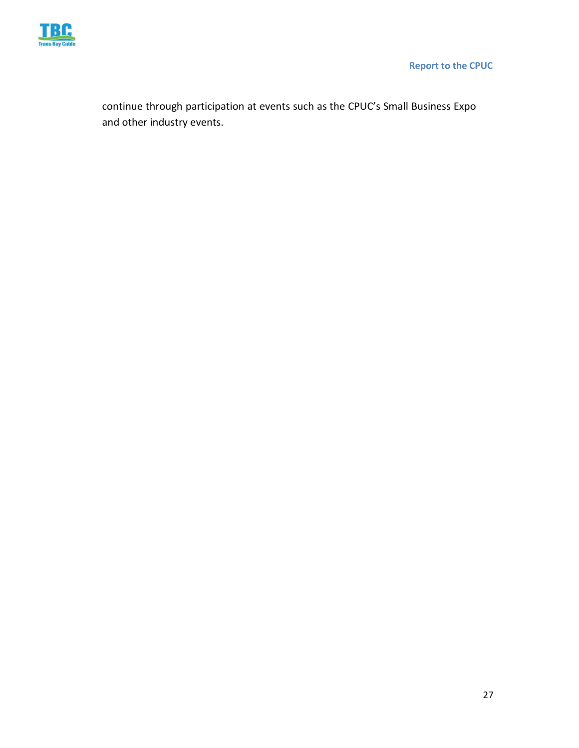continue through participation at events such as the CPUC's Small Business Expo and other industry events.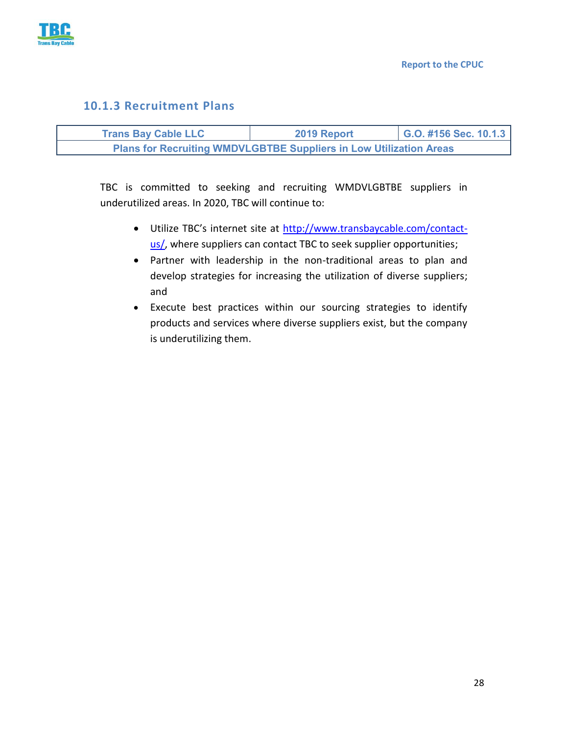### 10.1.3 Recruitment Plans

| Trans Bay Cable LLC | 2019 Report | G.O. #156 Sec. 10.1.3 |
|---|---|---|
| Plans for Recruiting WMDVLGBTBE Suppliers in Low Utilization Areas | | |

TBC is committed to seeking and recruiting WMDVLGBTBE suppliers in underutilized areas. In 2020, TBC will continue to:

- Utilize TBC's internet site at http://www.transbaycable.com/contact-us/, where suppliers can contact TBC to seek supplier opportunities;
- Partner with leadership in the non-traditional areas to plan and develop strategies for increasing the utilization of diverse suppliers; and
- Execute best practices within our sourcing strategies to identify products and services where diverse suppliers exist, but the company is underutilizing them.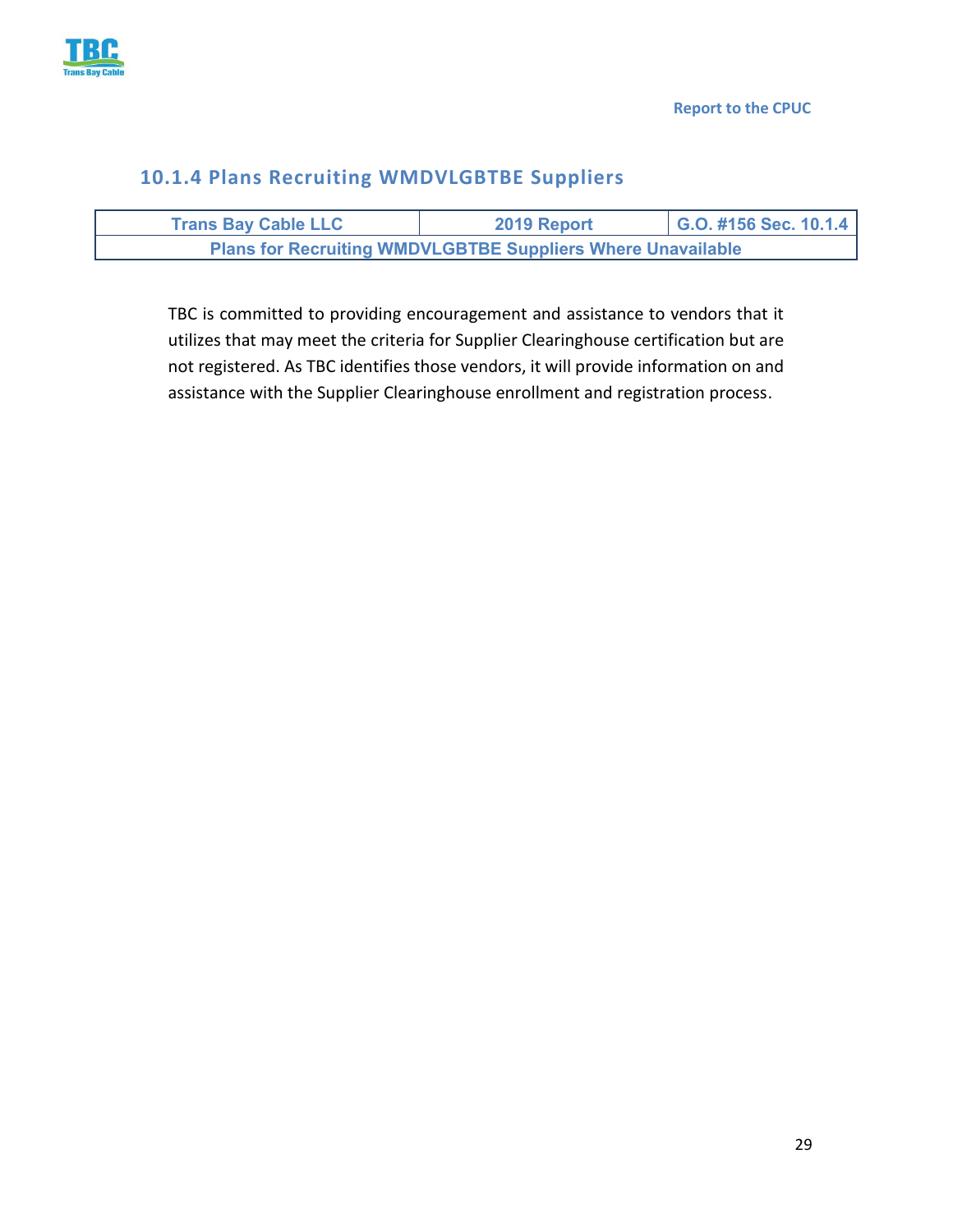### 10.1.4 Plans Recruiting WMDVLGBTBE Suppliers

| Trans Bay Cable LLC | 2019 Report | G.O. #156 Sec. 10.1.4 |
| --- | --- | --- |
| Plans for Recruiting WMDVLGBTBE Suppliers Where Unavailable | | |

TBC is committed to providing encouragement and assistance to vendors that it utilizes that may meet the criteria for Supplier Clearinghouse certification but are not registered. As TBC identifies those vendors, it will provide information on and assistance with the Supplier Clearinghouse enrollment and registration process.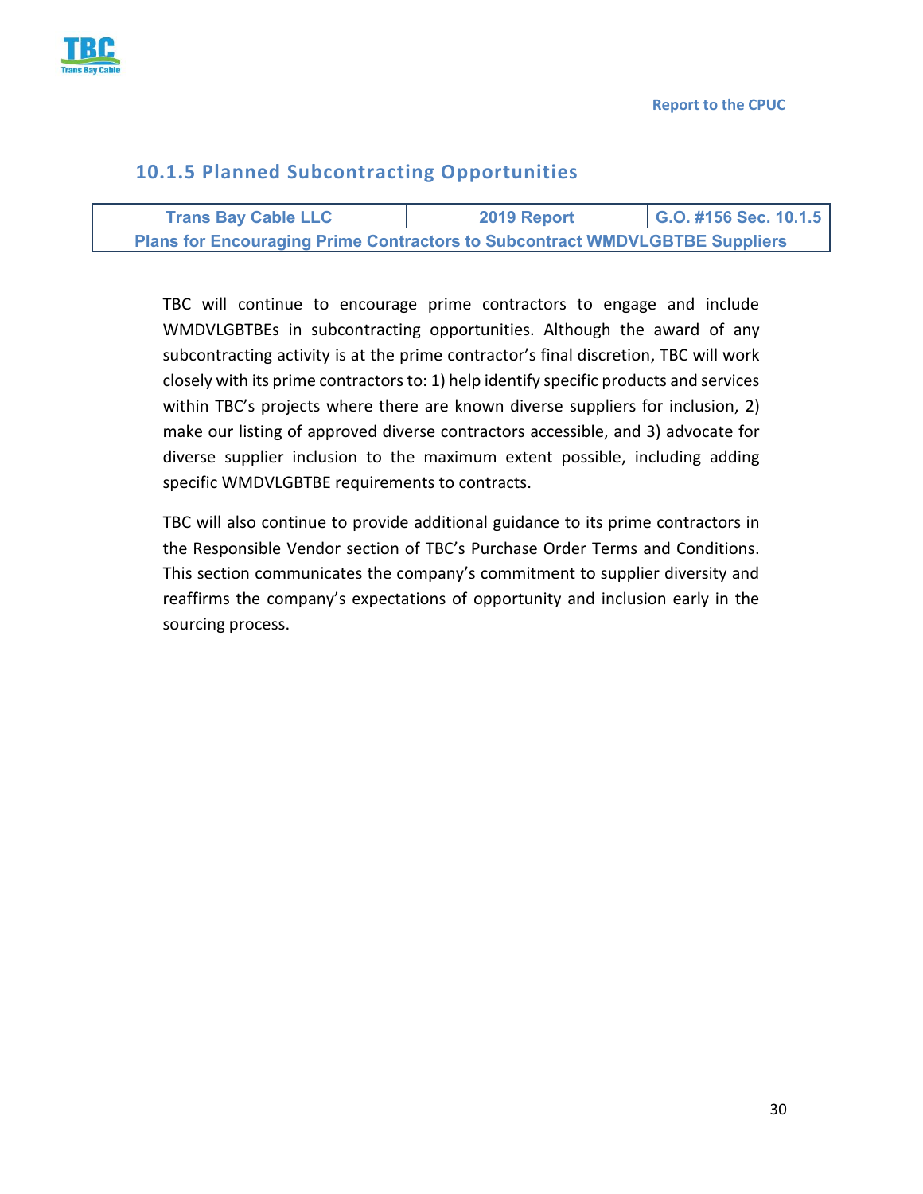### 10.1.5 Planned Subcontracting Opportunities

| Trans Bay Cable LLC | 2019 Report | G.O. #156 Sec. 10.1.5 |
|---|---|---|
| Plans for Encouraging Prime Contractors to Subcontract WMDVLGBTBE Suppliers | | |

TBC will continue to encourage prime contractors to engage and include WMDVLGBTBEs in subcontracting opportunities. Although the award of any subcontracting activity is at the prime contractor's final discretion, TBC will work closely with its prime contractors to: 1) help identify specific products and services within TBC's projects where there are known diverse suppliers for inclusion, 2) make our listing of approved diverse contractors accessible, and 3) advocate for diverse supplier inclusion to the maximum extent possible, including adding specific WMDVLGBTBE requirements to contracts.

TBC will also continue to provide additional guidance to its prime contractors in the Responsible Vendor section of TBC's Purchase Order Terms and Conditions. This section communicates the company's commitment to supplier diversity and reaffirms the company's expectations of opportunity and inclusion early in the sourcing process.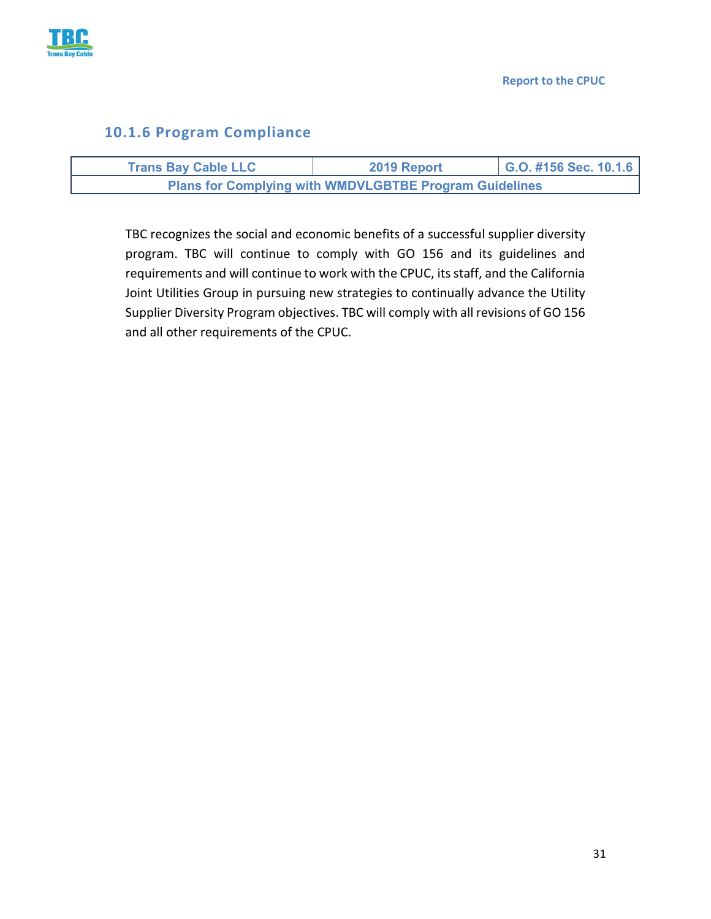### 10.1.6 Program Compliance

| Trans Bay Cable LLC | 2019 Report | G.O. #156 Sec. 10.1.6 |
|---|---|---|
| Plans for Complying with WMDVLGBTBE Program Guidelines | | |

TBC recognizes the social and economic benefits of a successful supplier diversity program. TBC will continue to comply with GO 156 and its guidelines and requirements and will continue to work with the CPUC, its staff, and the California Joint Utilities Group in pursuing new strategies to continually advance the Utility Supplier Diversity Program objectives. TBC will comply with all revisions of GO 156 and all other requirements of the CPUC.